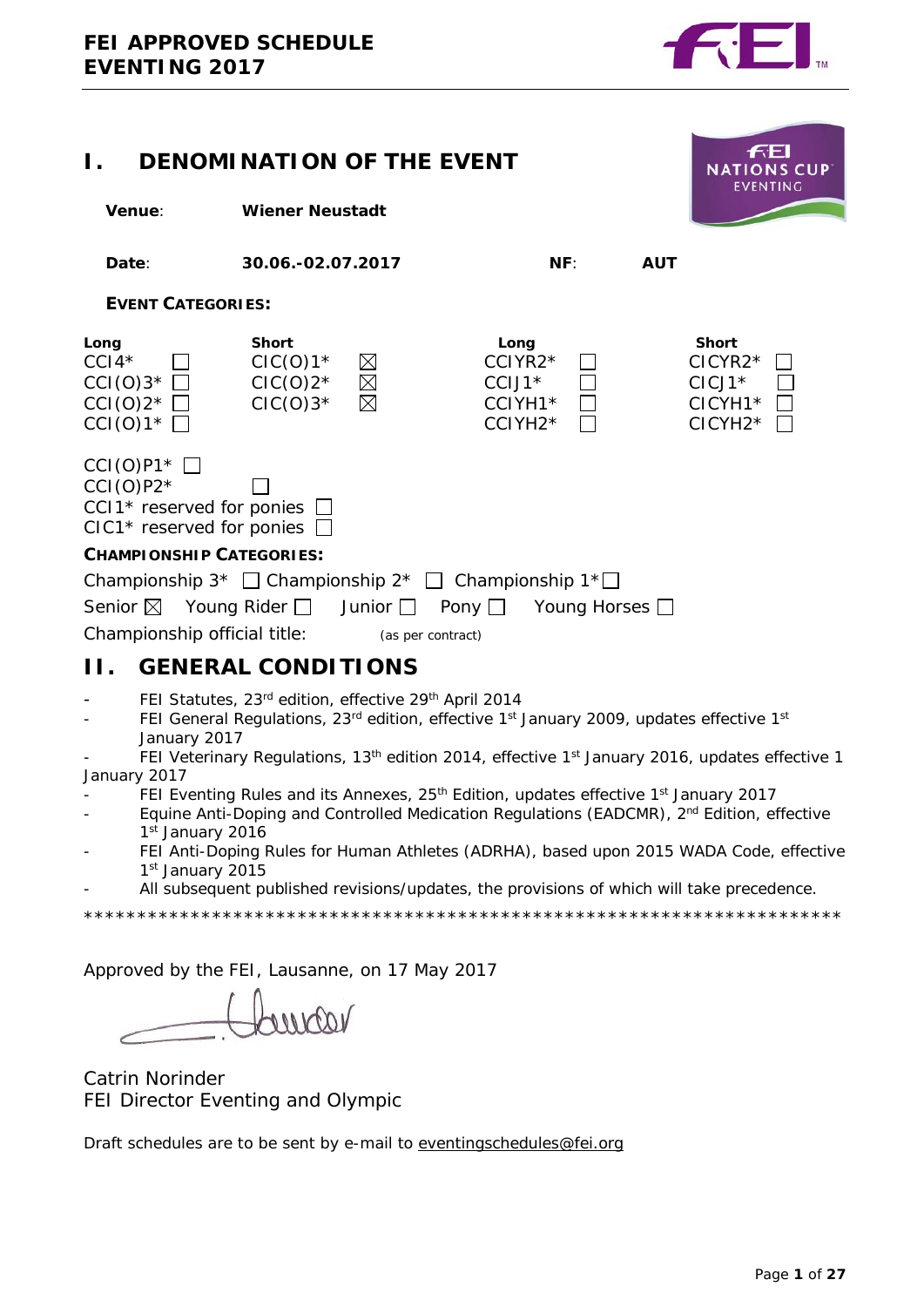**FEI APPROVED SCHEDULE**
**EVENTING 2017**

# I. DENOMINATION OF THE EVENT

**Venue**: **Wiener Neustadt**

**Date**: **30.06.-02.07.2017** **NF**: **AUT**

**EVENT CATEGORIES:**

| Long | | Short | | Long | | Short | |
|---|---|---|---|---|---|---|---|
| CCI4* | ☐ | CIC(O)1* | ☒ | CCIYR2* | ☐ | CICYR2* | ☐ |
| CCI(O)3* | ☐ | CIC(O)2* | ☒ | CCIJ1* | ☐ | CICJ1* | ☐ |
| CCI(O)2* | ☐ | CIC(O)3* | ☒ | CCIYH1* | ☐ | CICYH1* | ☐ |
| CCI(O)1* | ☐ | | | CCIYH2* | ☐ | CICYH2* | ☐ |

CCI(O)P1* ☐
CCI(O)P2* ☐
CCI1* reserved for ponies ☐
CIC1* reserved for ponies ☐

**CHAMPIONSHIP CATEGORIES:**

Championship 3* ☐ Championship 2* ☐ Championship 1* ☐

Senior ☒ Young Rider ☐ Junior ☐ Pony ☐ Young Horses ☐

Championship official title: (as per contract)

# II. GENERAL CONDITIONS

- FEI Statutes, 23rd edition, effective 29th April 2014
- FEI General Regulations, 23rd edition, effective 1st January 2009, updates effective 1st January 2017
- FEI Veterinary Regulations, 13th edition 2014, effective 1st January 2016, updates effective 1 January 2017
- FEI Eventing Rules and its Annexes, 25th Edition, updates effective 1st January 2017
- Equine Anti-Doping and Controlled Medication Regulations (EADCMR), 2nd Edition, effective 1st January 2016
- FEI Anti-Doping Rules for Human Athletes (ADRHA), based upon 2015 WADA Code, effective 1st January 2015
- All subsequent published revisions/updates, the provisions of which will take precedence.

*************************************************************************

Approved by the FEI, Lausanne, on 17 May 2017

Catrin Norinder
FEI Director Eventing and Olympic

Draft schedules are to be sent by e-mail to eventingschedules@fei.org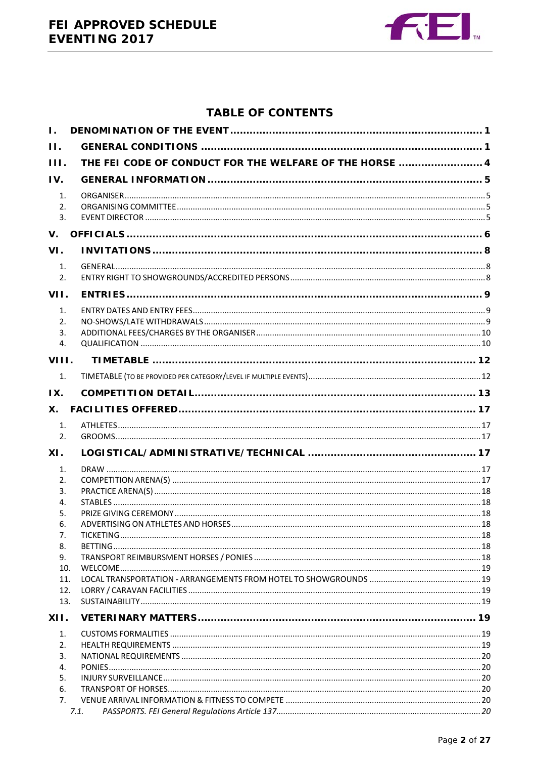# TABLE OF CONTENTS

**I. DENOMINATION OF THE EVENT ........................................................... 1**

**II. GENERAL CONDITIONS ........................................................... 1**

**III. THE FEI CODE OF CONDUCT FOR THE WELFARE OF THE HORSE ......................... 4**

**IV. GENERAL INFORMATION ........................................................... 5**

1. ORGANISER ........................................................... 5
2. ORGANISING COMMITTEE ........................................................... 5
3. EVENT DIRECTOR ........................................................... 5

**V. OFFICIALS ........................................................... 6**

**VI. INVITATIONS ........................................................... 8**

1. GENERAL ........................................................... 8
2. ENTRY RIGHT TO SHOWGROUNDS/ACCREDITED PERSONS ........................................................... 8

**VII. ENTRIES ........................................................... 9**

1. ENTRY DATES AND ENTRY FEES ........................................................... 9
2. NO-SHOWS/LATE WITHDRAWALS ........................................................... 9
3. ADDITIONAL FEES/CHARGES BY THE ORGANISER ........................................................... 10
4. QUALIFICATION ........................................................... 10

**VIII. TIMETABLE ........................................................... 12**

1. TIMETABLE (TO BE PROVIDED PER CATEGORY/LEVEL IF MULTIPLE EVENTS) ........................................................... 12

**IX. COMPETITION DETAIL ........................................................... 13**

**X. FACILITIES OFFERED ........................................................... 17**

1. ATHLETES ........................................................... 17
2. GROOMS ........................................................... 17

**XI. LOGISTICAL/ADMINISTRATIVE/TECHNICAL ........................................................... 17**

1. DRAW ........................................................... 17
2. COMPETITION ARENA(S) ........................................................... 17
3. PRACTICE ARENA(S) ........................................................... 18
4. STABLES ........................................................... 18
5. PRIZE GIVING CEREMONY ........................................................... 18
6. ADVERTISING ON ATHLETES AND HORSES ........................................................... 18
7. TICKETING ........................................................... 18
8. BETTING ........................................................... 18
9. TRANSPORT REIMBURSMENT HORSES / PONIES ........................................................... 18
10. WELCOME ........................................................... 19
11. LOCAL TRANSPORTATION - ARRANGEMENTS FROM HOTEL TO SHOWGROUNDS ........................................................... 19
12. LORRY / CARAVAN FACILITIES ........................................................... 19
13. SUSTAINABILITY ........................................................... 19

**XII. VETERINARY MATTERS ........................................................... 19**

1. CUSTOMS FORMALITIES ........................................................... 19
2. HEALTH REQUIREMENTS ........................................................... 19
3. NATIONAL REQUIREMENTS ........................................................... 20
4. PONIES ........................................................... 20
5. INJURY SURVEILLANCE ........................................................... 20
6. TRANSPORT OF HORSES ........................................................... 20
7. VENUE ARRIVAL INFORMATION & FITNESS TO COMPETE ........................................................... 20
   - *7.1. PASSPORTS. FEI General Regulations Article 137 ........................................................... 20*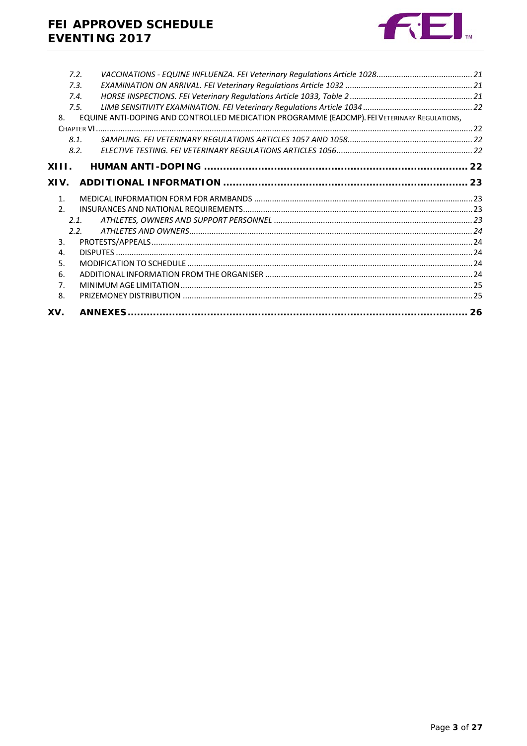- 7.2. *VACCINATIONS - EQUINE INFLUENZA. FEI Veterinary Regulations Article 1028* ... 21
- 7.3. *EXAMINATION ON ARRIVAL. FEI Veterinary Regulations Article 1032* ... 21
- 7.4. *HORSE INSPECTIONS. FEI Veterinary Regulations Article 1033, Table 2* ... 21
- 7.5. *LIMB SENSITIVITY EXAMINATION. FEI Veterinary Regulations Article 1034* ... 22

8. EQUINE ANTI-DOPING AND CONTROLLED MEDICATION PROGRAMME (EADCMP). FEI VETERINARY REGULATIONS, CHAPTER VI ... 22

- 8.1. *SAMPLING. FEI VETERINARY REGULATIONS ARTICLES 1057 AND 1058* ... 22
- 8.2. *ELECTIVE TESTING. FEI VETERINARY REGULATIONS ARTICLES 1056* ... 22

**XIII. HUMAN ANTI-DOPING ... 22**

**XIV. ADDITIONAL INFORMATION ... 23**

1. MEDICAL INFORMATION FORM FOR ARMBANDS ... 23
2. INSURANCES AND NATIONAL REQUIREMENTS ... 23
   - 2.1. *ATHLETES, OWNERS AND SUPPORT PERSONNEL* ... 23
   - 2.2. *ATHLETES AND OWNERS* ... 24
3. PROTESTS/APPEALS ... 24
4. DISPUTES ... 24
5. MODIFICATION TO SCHEDULE ... 24
6. ADDITIONAL INFORMATION FROM THE ORGANISER ... 24
7. MINIMUM AGE LIMITATION ... 25
8. PRIZEMONEY DISTRIBUTION ... 25

**XV. ANNEXES ... 26**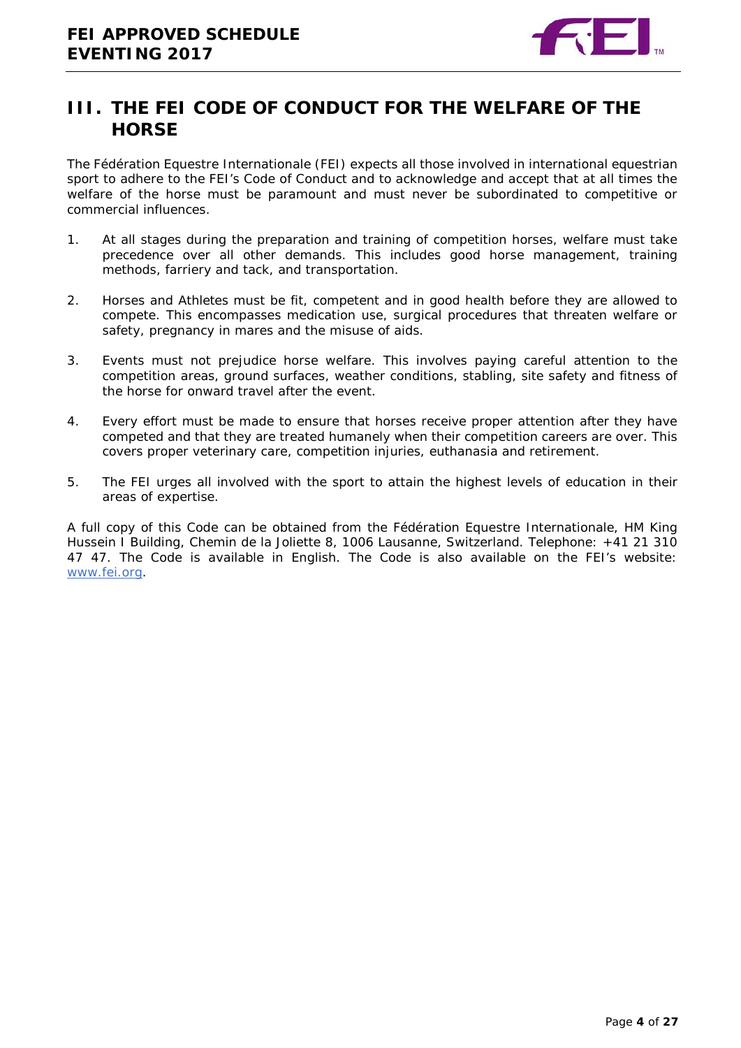# III. THE FEI CODE OF CONDUCT FOR THE WELFARE OF THE HORSE

The Fédération Equestre Internationale (FEI) expects all those involved in international equestrian sport to adhere to the FEI's Code of Conduct and to acknowledge and accept that at all times the welfare of the horse must be paramount and must never be subordinated to competitive or commercial influences.

1. At all stages during the preparation and training of competition horses, welfare must take precedence over all other demands. This includes good horse management, training methods, farriery and tack, and transportation.

2. Horses and Athletes must be fit, competent and in good health before they are allowed to compete. This encompasses medication use, surgical procedures that threaten welfare or safety, pregnancy in mares and the misuse of aids.

3. Events must not prejudice horse welfare. This involves paying careful attention to the competition areas, ground surfaces, weather conditions, stabling, site safety and fitness of the horse for onward travel after the event.

4. Every effort must be made to ensure that horses receive proper attention after they have competed and that they are treated humanely when their competition careers are over. This covers proper veterinary care, competition injuries, euthanasia and retirement.

5. The FEI urges all involved with the sport to attain the highest levels of education in their areas of expertise.

A full copy of this Code can be obtained from the Fédération Equestre Internationale, HM King Hussein I Building, Chemin de la Joliette 8, 1006 Lausanne, Switzerland. Telephone: +41 21 310 47 47. The Code is available in English. The Code is also available on the FEI's website: [www.fei.org](http://www.fei.org).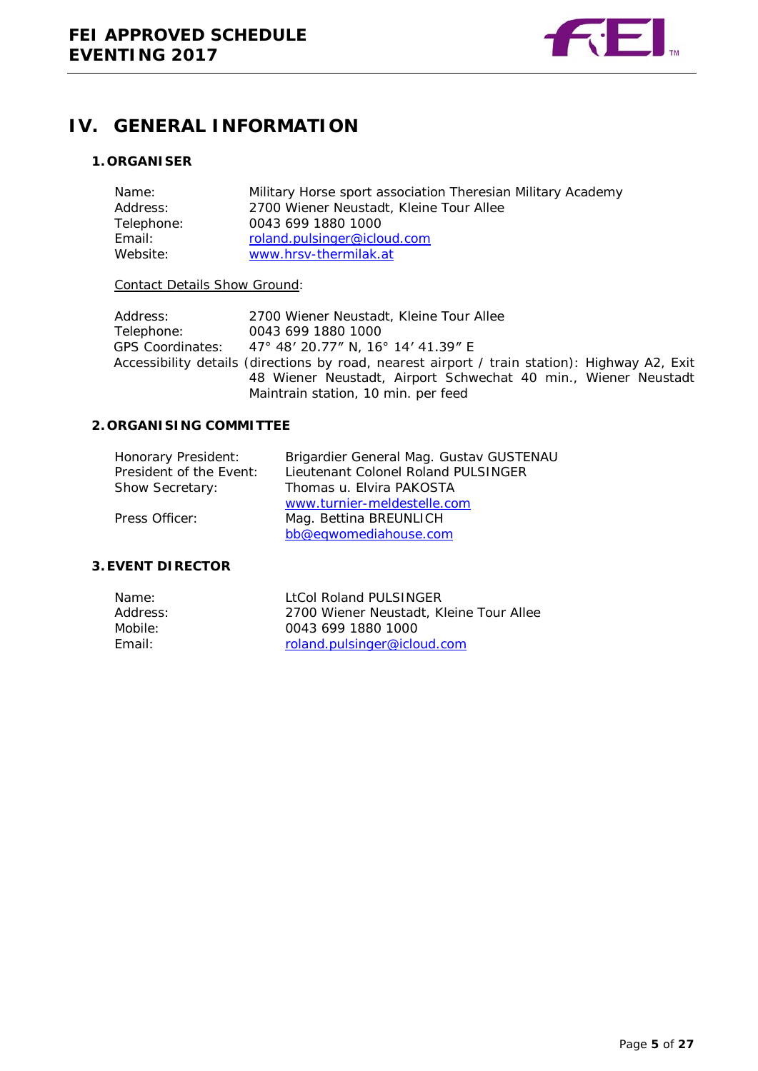# IV. GENERAL INFORMATION

## 1. ORGANISER

Name: Military Horse sport association Theresian Military Academy
Address: 2700 Wiener Neustadt, Kleine Tour Allee
Telephone: 0043 699 1880 1000
Email: roland.pulsinger@icloud.com
Website: www.hrsv-thermilak.at

Contact Details Show Ground:

Address: 2700 Wiener Neustadt, Kleine Tour Allee
Telephone: 0043 699 1880 1000
GPS Coordinates: 47° 48' 20.77" N, 16° 14' 41.39" E
Accessibility details (directions by road, nearest airport / train station): Highway A2, Exit 48 Wiener Neustadt, Airport Schwechat 40 min., Wiener Neustadt Maintrain station, 10 min. per feed

## 2. ORGANISING COMMITTEE

Honorary President: Brigardier General Mag. Gustav GUSTENAU
President of the Event: Lieutenant Colonel Roland PULSINGER
Show Secretary: Thomas u. Elvira PAKOSTA
www.turnier-meldestelle.com
Press Officer: Mag. Bettina BREUNLICH
bb@eqwomediahouse.com

## 3. EVENT DIRECTOR

Name: LtCol Roland PULSINGER
Address: 2700 Wiener Neustadt, Kleine Tour Allee
Mobile: 0043 699 1880 1000
Email: roland.pulsinger@icloud.com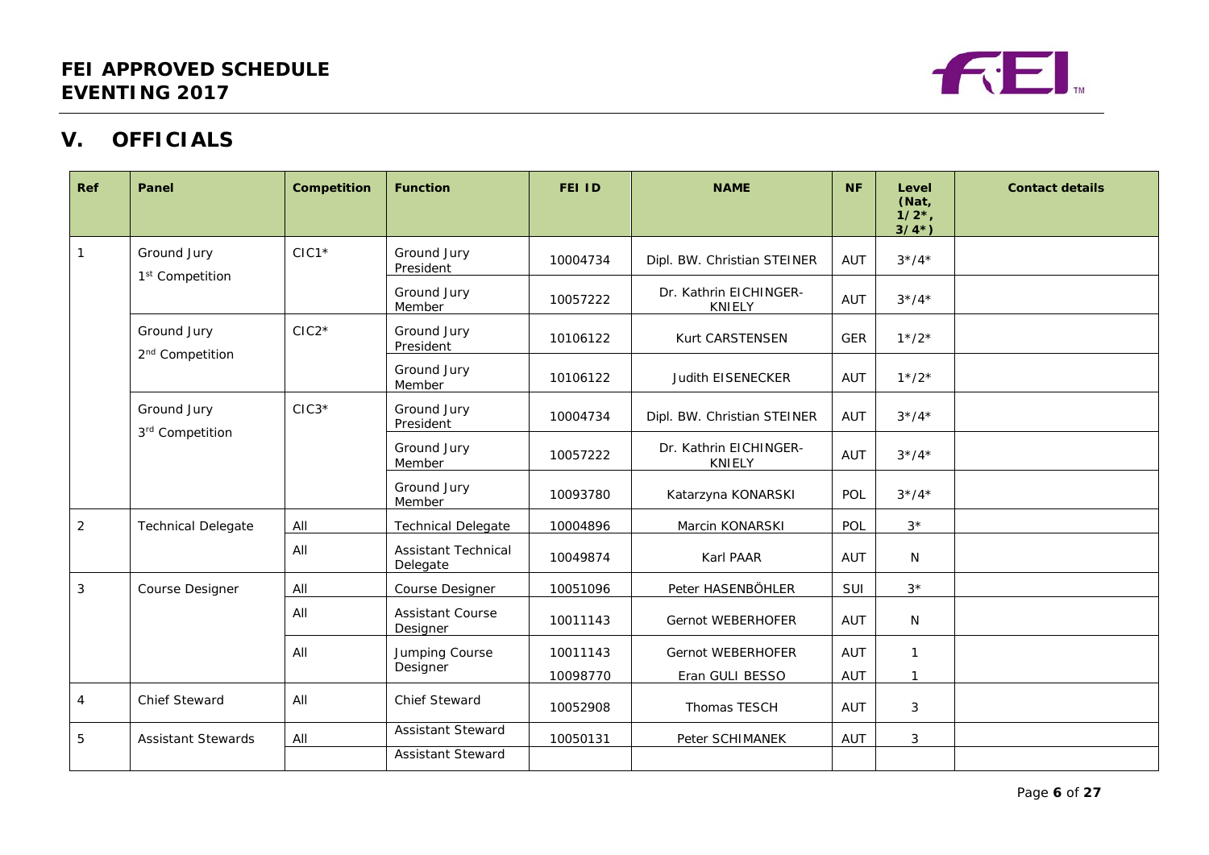## V. OFFICIALS

| Ref | Panel | Competition | Function | FEI ID | NAME | NF | Level (Nat, 1/2*, 3/4*) | Contact details |
|---|---|---|---|---|---|---|---|---|
| 1 | Ground Jury 1st Competition | CIC1* | Ground Jury President | 10004734 | Dipl. BW. Christian STEINER | AUT | 3*/4* | |
| | | | Ground Jury Member | 10057222 | Dr. Kathrin EICHINGER-KNIELY | AUT | 3*/4* | |
| | Ground Jury 2nd Competition | CIC2* | Ground Jury President | 10106122 | Kurt CARSTENSEN | GER | 1*/2* | |
| | | | Ground Jury Member | 10106122 | Judith EISENECKER | AUT | 1*/2* | |
| | Ground Jury 3rd Competition | CIC3* | Ground Jury President | 10004734 | Dipl. BW. Christian STEINER | AUT | 3*/4* | |
| | | | Ground Jury Member | 10057222 | Dr. Kathrin EICHINGER-KNIELY | AUT | 3*/4* | |
| | | | Ground Jury Member | 10093780 | Katarzyna KONARSKI | POL | 3*/4* | |
| 2 | Technical Delegate | All | Technical Delegate | 10004896 | Marcin KONARSKI | POL | 3* | |
| | | All | Assistant Technical Delegate | 10049874 | Karl PAAR | AUT | N | |
| 3 | Course Designer | All | Course Designer | 10051096 | Peter HASENBÖHLER | SUI | 3* | |
| | | All | Assistant Course Designer | 10011143 | Gernot WEBERHOFER | AUT | N | |
| | | All | Jumping Course Designer | 10011143<br>10098770 | Gernot WEBERHOFER<br>Eran GULI BESSO | AUT<br>AUT | 1<br>1 | |
| 4 | Chief Steward | All | Chief Steward | 10052908 | Thomas TESCH | AUT | 3 | |
| 5 | Assistant Stewards | All | Assistant Steward | 10050131 | Peter SCHIMANEK | AUT | 3 | |
| | | | Assistant Steward | | | | | |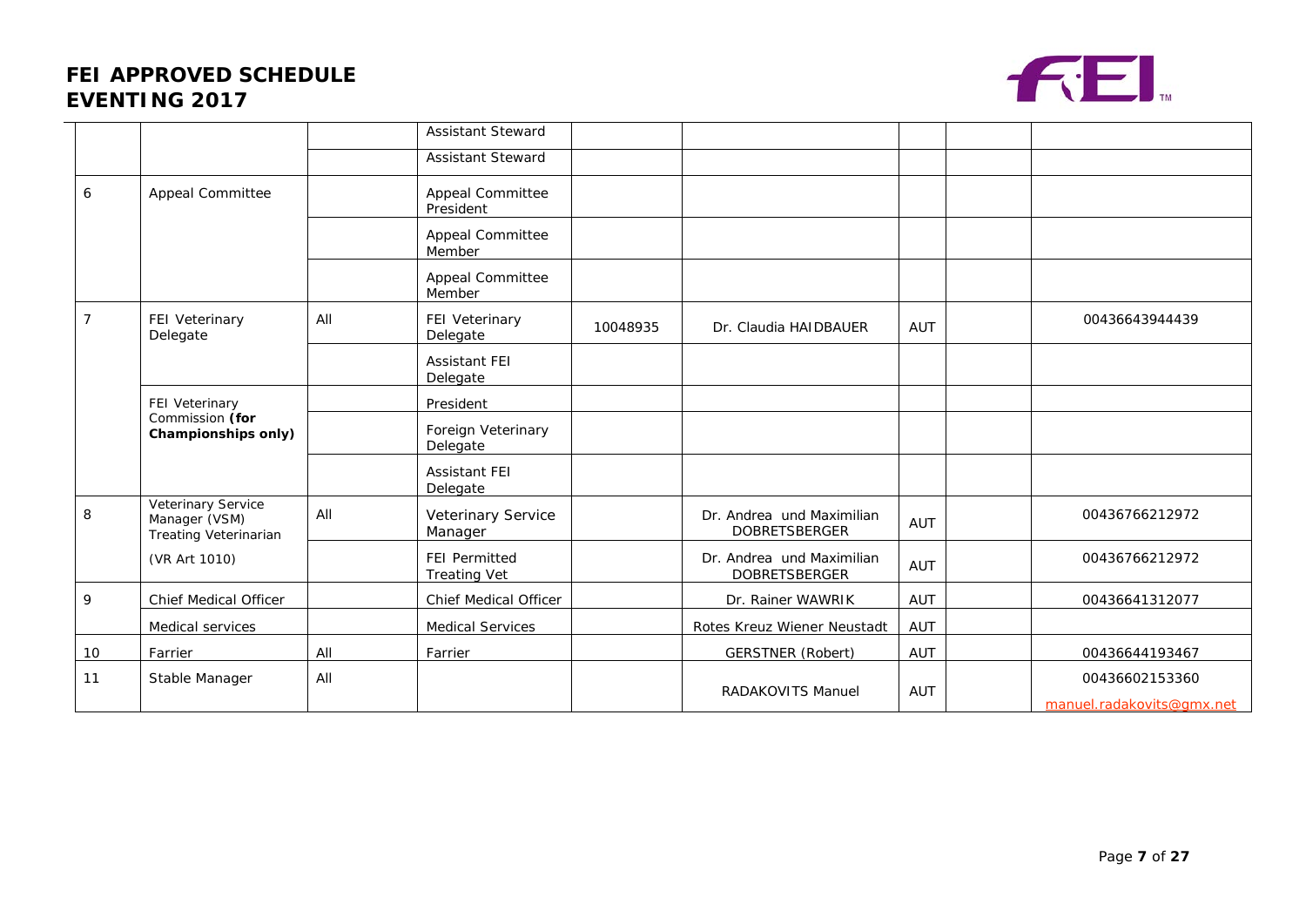# FEI APPROVED SCHEDULE EVENTING 2017

| | | | | | | | | |
|---|---|---|---|---|---|---|---|---|
| | | | Assistant Steward | | | | | |
| | | | Assistant Steward | | | | | |
| 6 | Appeal Committee | | Appeal Committee President | | | | | |
| | | | Appeal Committee Member | | | | | |
| | | | Appeal Committee Member | | | | | |
| 7 | FEI Veterinary Delegate | All | FEI Veterinary Delegate | 10048935 | Dr. Claudia HAIDBAUER | AUT | | 00436643944439 |
| | | | Assistant FEI Delegate | | | | | |
| | FEI Veterinary Commission **(for Championships only)** | | President | | | | | |
| | | | Foreign Veterinary Delegate | | | | | |
| | | | Assistant FEI Delegate | | | | | |
| 8 | Veterinary Service Manager (VSM) Treating Veterinarian | All | Veterinary Service Manager | | Dr. Andrea und Maximilian DOBRETSBERGER | AUT | | 00436766212972 |
| | (VR Art 1010) | | FEI Permitted Treating Vet | | Dr. Andrea und Maximilian DOBRETSBERGER | AUT | | 00436766212972 |
| 9 | Chief Medical Officer | | Chief Medical Officer | | Dr. Rainer WAWRIK | AUT | | 00436641312077 |
| | Medical services | | Medical Services | | Rotes Kreuz Wiener Neustadt | AUT | | |
| 10 | Farrier | All | Farrier | | GERSTNER (Robert) | AUT | | 00436644193467 |
| 11 | Stable Manager | All | | | RADAKOVITS Manuel | AUT | | 00436602153360 manuel.radakovits@gmx.net |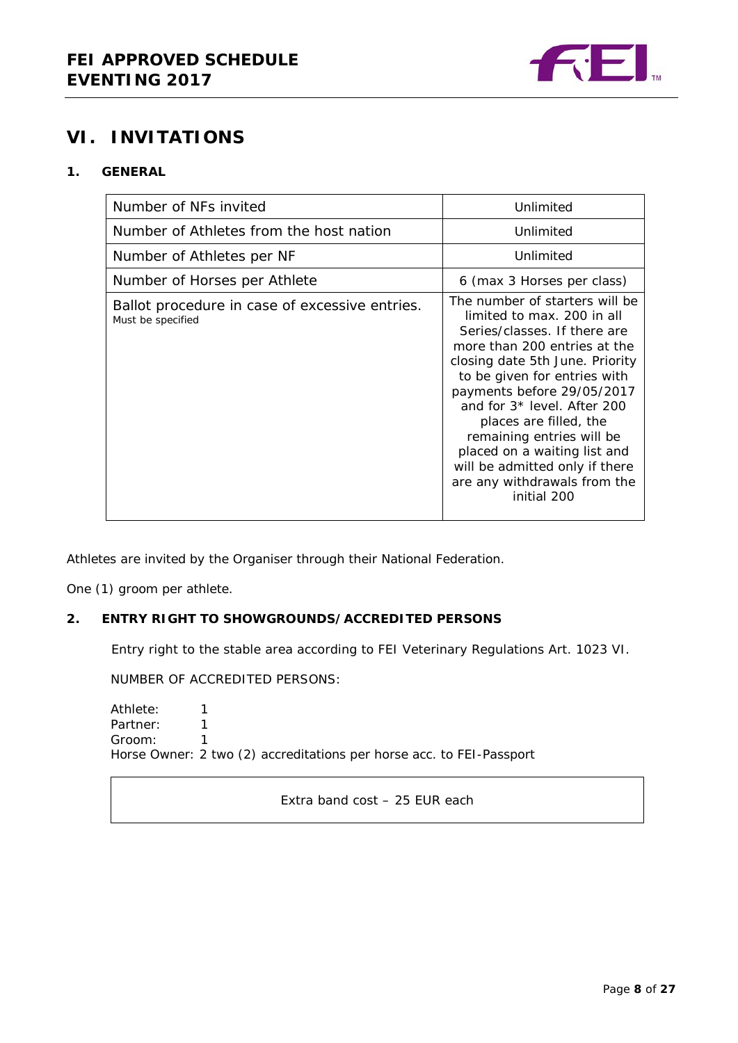## VI. INVITATIONS

### 1. GENERAL

| | |
|---|---|
| Number of NFs invited | Unlimited |
| Number of Athletes from the host nation | Unlimited |
| Number of Athletes per NF | Unlimited |
| Number of Horses per Athlete | 6 (max 3 Horses per class) |
| Ballot procedure in case of excessive entries. Must be specified | The number of starters will be limited to max. 200 in all Series/classes. If there are more than 200 entries at the closing date 5th June. Priority to be given for entries with payments before 29/05/2017 and for 3* level. After 200 places are filled, the remaining entries will be placed on a waiting list and will be admitted only if there are any withdrawals from the initial 200 |

Athletes are invited by the Organiser through their National Federation.

One (1) groom per athlete.

### 2. ENTRY RIGHT TO SHOWGROUNDS/ACCREDITED PERSONS

Entry right to the stable area according to FEI Veterinary Regulations Art. 1023 VI.

NUMBER OF ACCREDITED PERSONS:

Athlete: 1
Partner: 1
Groom: 1
Horse Owner: 2 two (2) accreditations per horse acc. to FEI-Passport

| Extra band cost – 25 EUR each |
|---|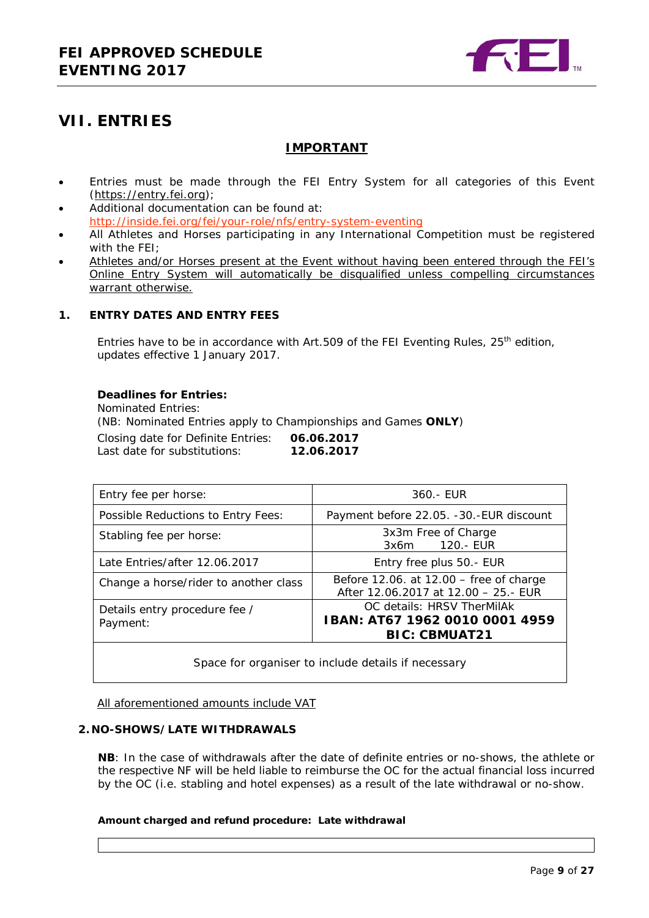# VII. ENTRIES

## IMPORTANT

- Entries must be made through the FEI Entry System for all categories of this Event (https://entry.fei.org);
- Additional documentation can be found at: http://inside.fei.org/fei/your-role/nfs/entry-system-eventing
- All Athletes and Horses participating in any International Competition must be registered with the FEI;
- Athletes and/or Horses present at the Event without having been entered through the FEI's Online Entry System will automatically be disqualified unless compelling circumstances warrant otherwise.

### 1. ENTRY DATES AND ENTRY FEES

Entries have to be in accordance with Art.509 of the FEI Eventing Rules, 25th edition, updates effective 1 January 2017.

**Deadlines for Entries:**
Nominated Entries:
(NB: Nominated Entries apply to Championships and Games **ONLY**)
Closing date for Definite Entries: **06.06.2017**
Last date for substitutions: **12.06.2017**

| | |
|---|---|
| Entry fee per horse: | 360.- EUR |
| Possible Reductions to Entry Fees: | Payment before 22.05. -30.-EUR discount |
| Stabling fee per horse: | 3x3m Free of Charge<br>3x6m 120.- EUR |
| Late Entries/after 12.06.2017 | Entry free plus 50.- EUR |
| Change a horse/rider to another class | Before 12.06. at 12.00 – free of charge<br>After 12.06.2017 at 12.00 – 25.- EUR |
| Details entry procedure fee / Payment: | OC details: HRSV TherMilAk<br>**IBAN: AT67 1962 0010 0001 4959**<br>**BIC: CBMUAT21** |
| Space for organiser to include details if necessary | |

All aforementioned amounts include VAT

### 2. NO-SHOWS/LATE WITHDRAWALS

**NB**: In the case of withdrawals after the date of definite entries or no-shows, the athlete or the respective NF will be held liable to reimburse the OC for the actual financial loss incurred by the OC (i.e. stabling and hotel expenses) as a result of the late withdrawal or no-show.

**Amount charged and refund procedure: Late withdrawal**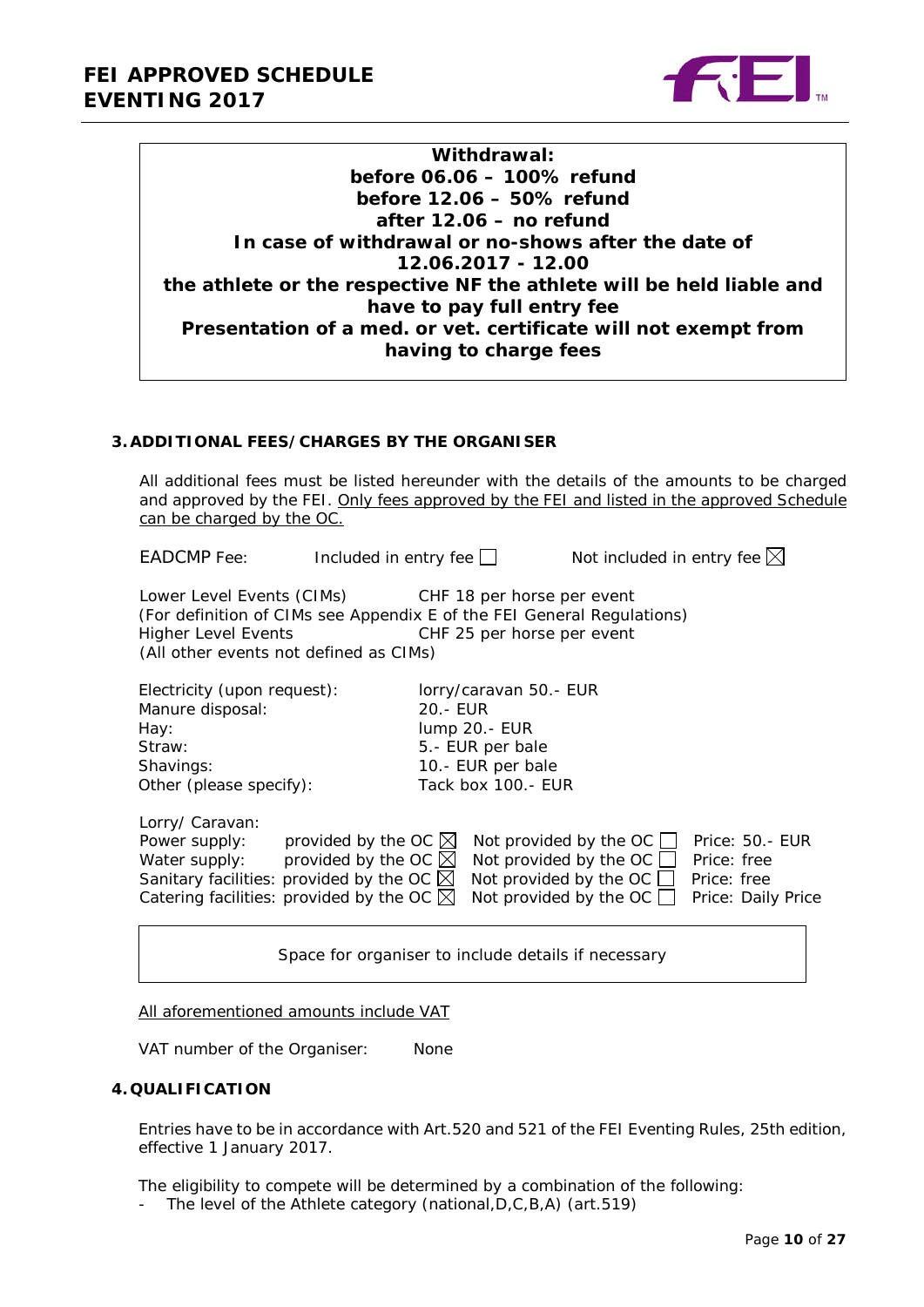**Withdrawal:**
**before 06.06 – 100% refund**
**before 12.06 – 50% refund**
**after 12.06 – no refund**
**In case of withdrawal or no-shows after the date of 12.06.2017 - 12.00**
**the athlete or the respective NF the athlete will be held liable and have to pay full entry fee**
**Presentation of a med. or vet. certificate will not exempt from having to charge fees**

## 3. ADDITIONAL FEES/CHARGES BY THE ORGANISER

All additional fees must be listed hereunder with the details of the amounts to be charged and approved by the FEI. <u>Only fees approved by the FEI and listed in the approved Schedule can be charged by the OC.</u>

EADCMP Fee: Included in entry fee ☐ Not included in entry fee ☒

Lower Level Events (CIMs) CHF 18 per horse per event
(For definition of CIMs see Appendix E of the FEI General Regulations)
Higher Level Events CHF 25 per horse per event
(All other events not defined as CIMs)

| | |
|---|---|
| Electricity (upon request): | lorry/caravan 50.- EUR |
| Manure disposal: | 20.- EUR |
| Hay: | lump 20.- EUR |
| Straw: | 5.- EUR per bale |
| Shavings: | 10.- EUR per bale |
| Other (please specify): | Tack box 100.- EUR |

Lorry/ Caravan:

| | | | |
|---|---|---|---|
| Power supply: | provided by the OC ☒ | Not provided by the OC ☐ | Price: 50.- EUR |
| Water supply: | provided by the OC ☒ | Not provided by the OC ☐ | Price: free |
| Sanitary facilities: | provided by the OC ☒ | Not provided by the OC ☐ | Price: free |
| Catering facilities: | provided by the OC ☒ | Not provided by the OC ☐ | Price: Daily Price |

Space for organiser to include details if necessary

<u>All aforementioned amounts include VAT</u>

VAT number of the Organiser: None

## 4. QUALIFICATION

Entries have to be in accordance with Art.520 and 521 of the FEI Eventing Rules, 25th edition, effective 1 January 2017.

The eligibility to compete will be determined by a combination of the following:

- The level of the Athlete category (national,D,C,B,A) (art.519)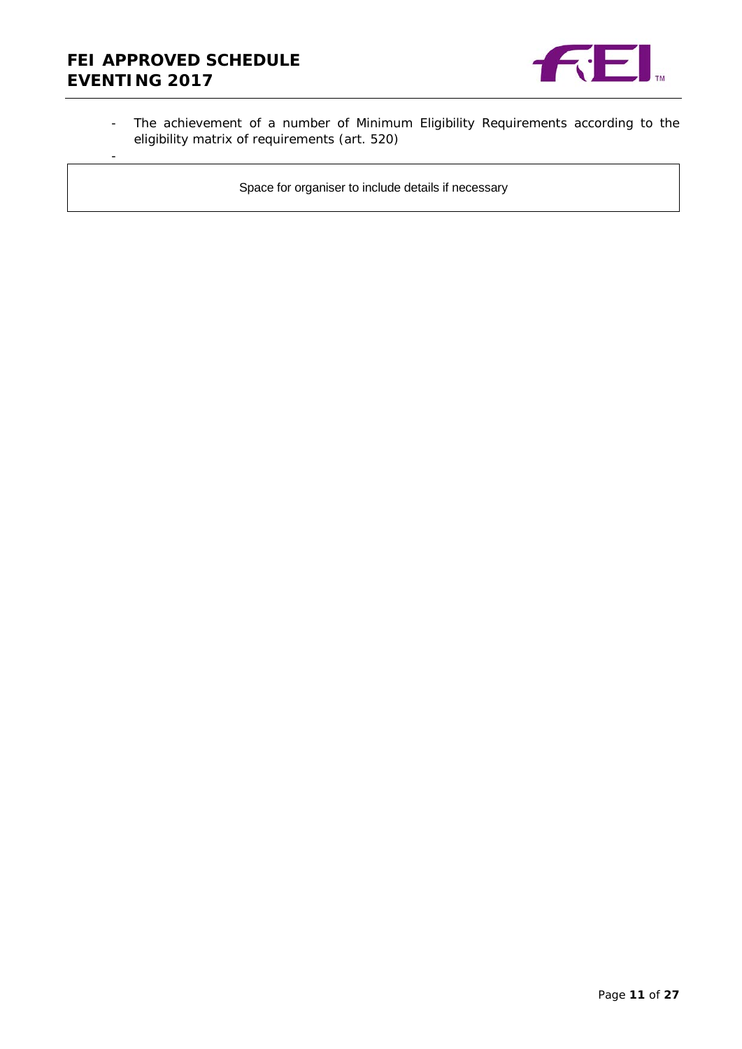- The achievement of a number of Minimum Eligibility Requirements according to the eligibility matrix of requirements (art. 520)
-

| Space for organiser to include details if necessary |
|---|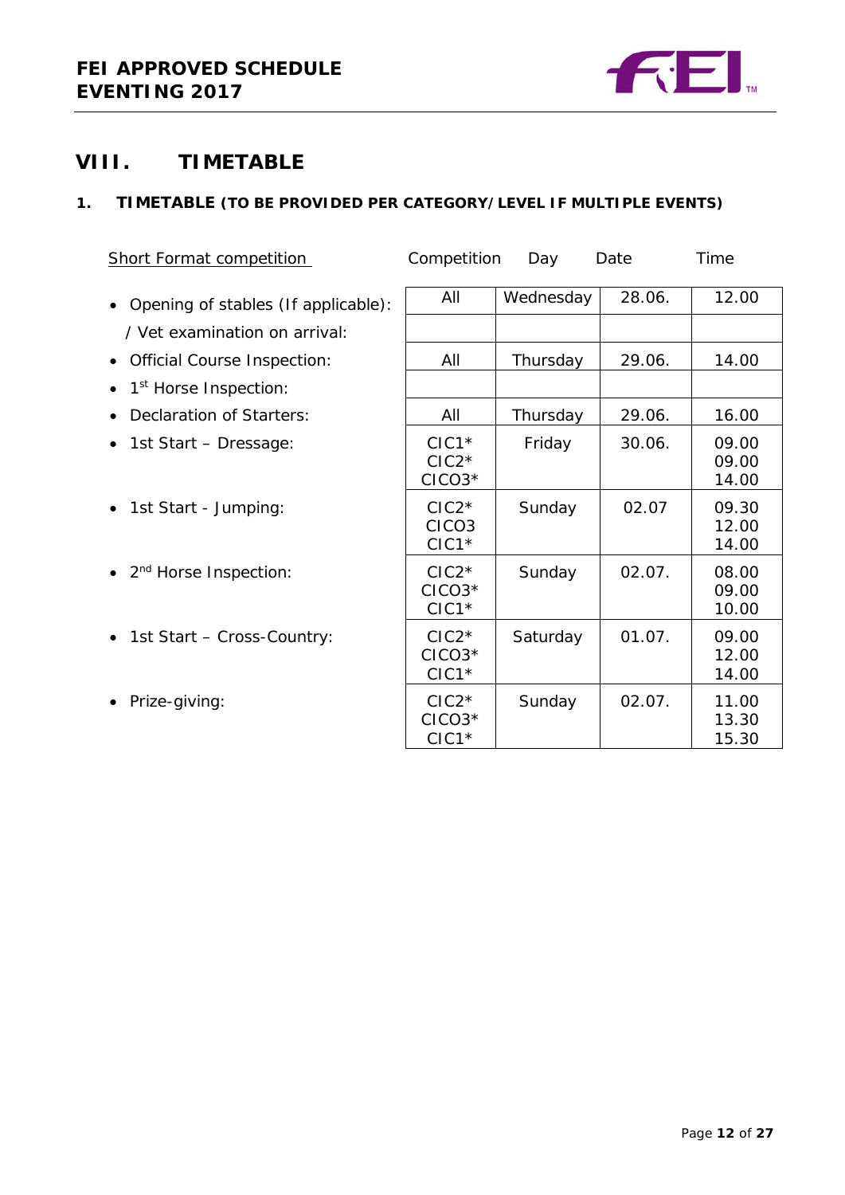# VIII. TIMETABLE

## 1. TIMETABLE (TO BE PROVIDED PER CATEGORY/LEVEL IF MULTIPLE EVENTS)

| Short Format competition | Competition | Day | Date | Time |
|---|---|---|---|---|
| • Opening of stables (If applicable): | All | Wednesday | 28.06. | 12.00 |
| / Vet examination on arrival: | | | | |
| • Official Course Inspection: | All | Thursday | 29.06. | 14.00 |
| • 1st Horse Inspection: | | | | |
| • Declaration of Starters: | All | Thursday | 29.06. | 16.00 |
| • 1st Start – Dressage: | CIC1*<br>CIC2*<br>CICO3* | Friday | 30.06. | 09.00<br>09.00<br>14.00 |
| • 1st Start - Jumping: | CIC2*<br>CICO3<br>CIC1* | Sunday | 02.07 | 09.30<br>12.00<br>14.00 |
| • 2nd Horse Inspection: | CIC2*<br>CICO3*<br>CIC1* | Sunday | 02.07. | 08.00<br>09.00<br>10.00 |
| • 1st Start – Cross-Country: | CIC2*<br>CICO3*<br>CIC1* | Saturday | 01.07. | 09.00<br>12.00<br>14.00 |
| • Prize-giving: | CIC2*<br>CICO3*<br>CIC1* | Sunday | 02.07. | 11.00<br>13.30<br>15.30 |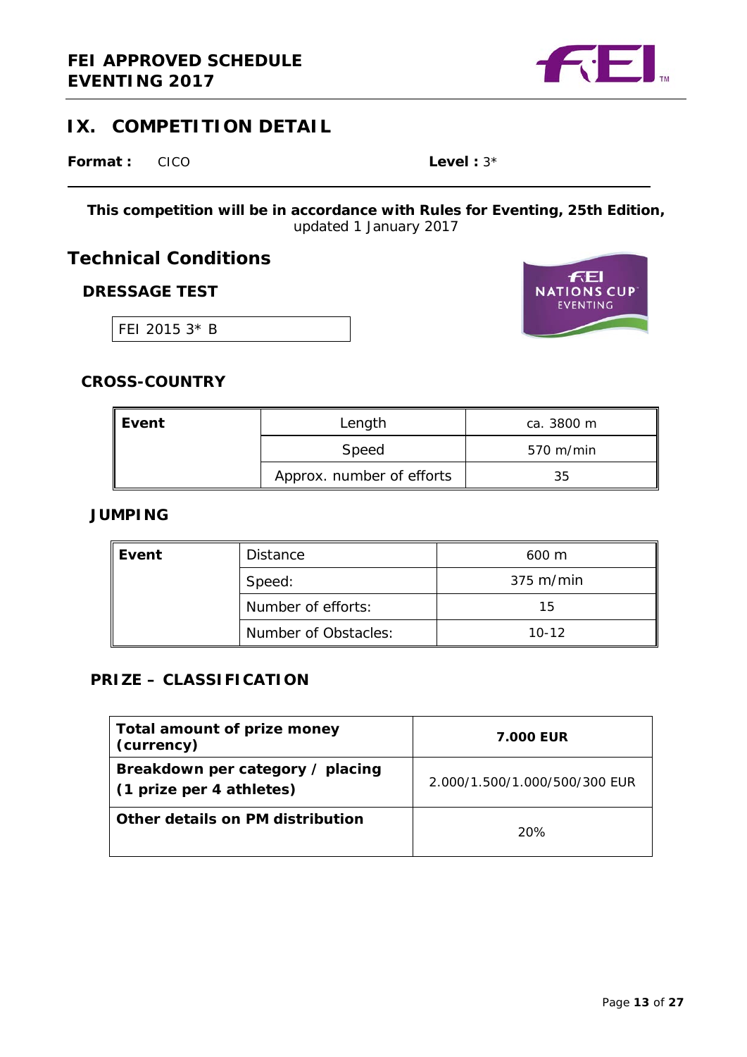# IX. COMPETITION DETAIL

**Format :** CICO **Level :** 3*

**This competition will be in accordance with Rules for Eventing, 25th Edition,** updated 1 January 2017

## Technical Conditions

### DRESSAGE TEST

FEI 2015 3* B

### CROSS-COUNTRY

| Event | | |
|---|---|---|
| | Length | ca. 3800 m |
| | Speed | 570 m/min |
| | Approx. number of efforts | 35 |

### JUMPING

| Event | | |
|---|---|---|
| | Distance | 600 m |
| | Speed: | 375 m/min |
| | Number of efforts: | 15 |
| | Number of Obstacles: | 10-12 |

### PRIZE – CLASSIFICATION

| | |
|---|---|
| **Total amount of prize money (currency)** | **7.000 EUR** |
| **Breakdown per category / placing (1 prize per 4 athletes)** | 2.000/1.500/1.000/500/300 EUR |
| **Other details on PM distribution** | 20% |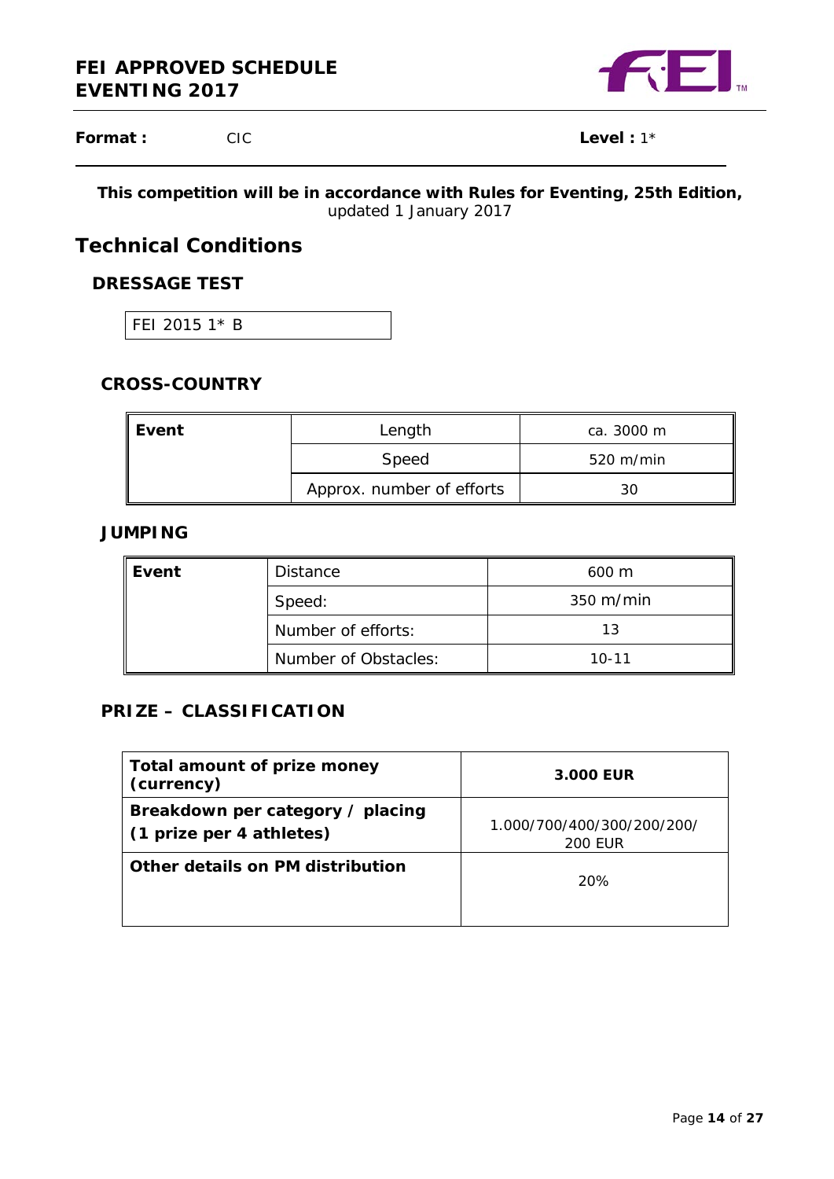# FEI APPROVED SCHEDULE EVENTING 2017

**Format :** CIC **Level :** 1*

**This competition will be in accordance with Rules for Eventing, 25th Edition,** updated 1 January 2017

## Technical Conditions

### DRESSAGE TEST

FEI 2015 1* B

### CROSS-COUNTRY

| **Event** | Length | ca. 3000 m |
|---|---|---|
| | Speed | 520 m/min |
| | Approx. number of efforts | 30 |

### JUMPING

| **Event** | Distance | 600 m |
|---|---|---|
| | Speed: | 350 m/min |
| | Number of efforts: | 13 |
| | Number of Obstacles: | 10-11 |

### PRIZE – CLASSIFICATION

| **Total amount of prize money (currency)** | **3.000 EUR** |
|---|---|
| **Breakdown per category / placing (1 prize per 4 athletes)** | 1.000/700/400/300/200/200/ 200 EUR |
| **Other details on PM distribution** | 20% |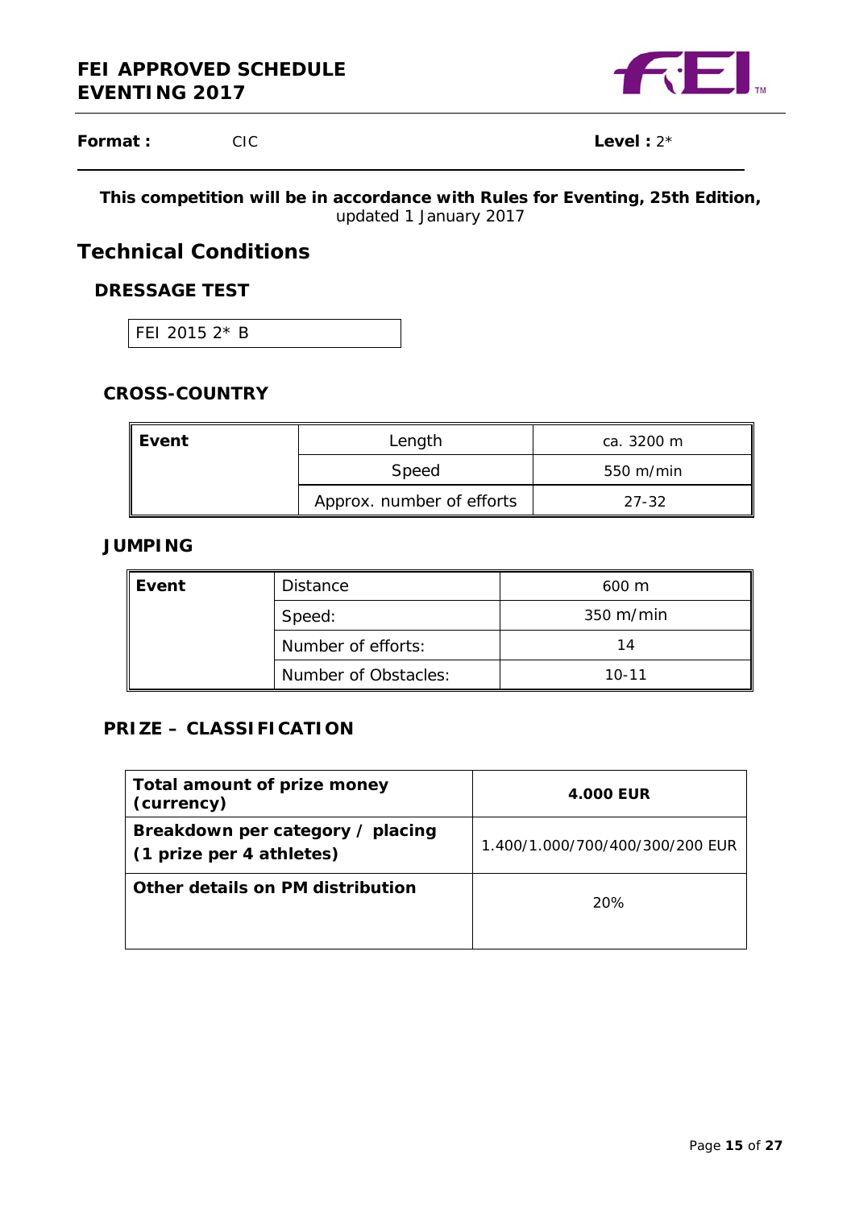**FEI APPROVED SCHEDULE**
**EVENTING 2017**

**Format :** CIC **Level :** 2*

**This competition will be in accordance with Rules for Eventing, 25th Edition,** updated 1 January 2017

# Technical Conditions

## DRESSAGE TEST

FEI 2015 2* B

## CROSS-COUNTRY

| Event | Length | ca. 3200 m |
|---|---|---|
| | Speed | 550 m/min |
| | Approx. number of efforts | 27-32 |

## JUMPING

| Event | Distance | 600 m |
|---|---|---|
| | Speed: | 350 m/min |
| | Number of efforts: | 14 |
| | Number of Obstacles: | 10-11 |

## PRIZE – CLASSIFICATION

| **Total amount of prize money (currency)** | **4.000 EUR** |
|---|---|
| **Breakdown per category / placing (1 prize per 4 athletes)** | 1.400/1.000/700/400/300/200 EUR |
| **Other details on PM distribution** | 20% |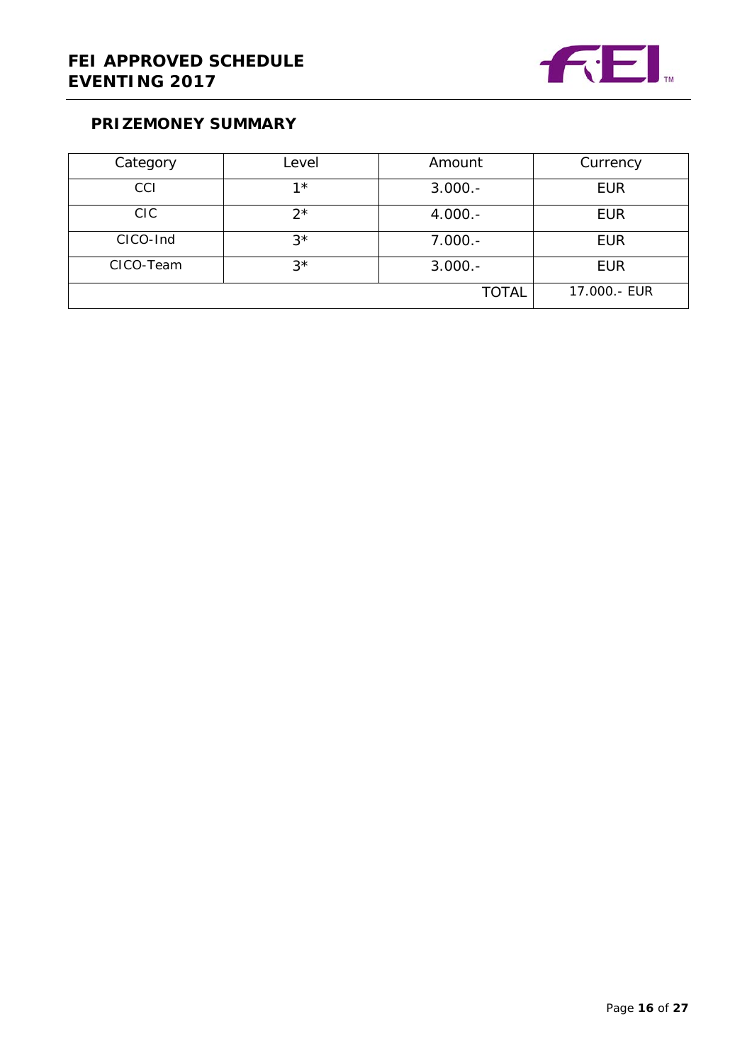## PRIZEMONEY SUMMARY

| Category | Level | Amount | Currency |
|---|---|---|---|
| CCI | 1* | 3.000.- | EUR |
| CIC | 2* | 4.000.- | EUR |
| CICO-Ind | 3* | 7.000.- | EUR |
| CICO-Team | 3* | 3.000.- | EUR |
| | | TOTAL | 17.000.- EUR |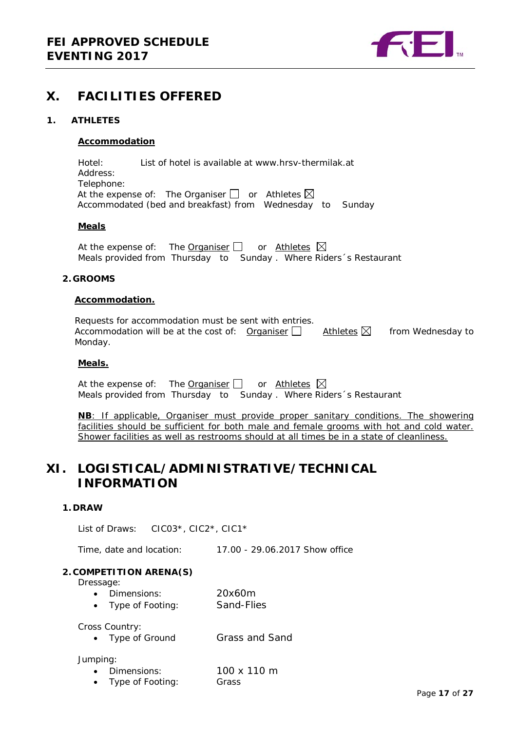# X. FACILITIES OFFERED

## 1. ATHLETES

**Accommodation**

Hotel: List of hotel is available at www.hrsv-thermilak.at
Address:
Telephone:
At the expense of: The Organiser ☐ or Athletes ☒
Accommodated (bed and breakfast) from Wednesday to Sunday

**Meals**

At the expense of: The Organiser ☐ or Athletes ☒
Meals provided from Thursday to Sunday . Where Riders´s Restaurant

## 2. GROOMS

**Accommodation.**

Requests for accommodation must be sent with entries.
Accommodation will be at the cost of: Organiser ☐ Athletes ☒ from Wednesday to Monday.

**Meals.**

At the expense of: The Organiser ☐ or Athletes ☒
Meals provided from Thursday to Sunday . Where Riders´s Restaurant

**NB**: If applicable, Organiser must provide proper sanitary conditions. The showering facilities should be sufficient for both male and female grooms with hot and cold water. Shower facilities as well as restrooms should at all times be in a state of cleanliness.

# XI. LOGISTICAL/ADMINISTRATIVE/TECHNICAL INFORMATION

## 1. DRAW

List of Draws: CIC03*, CIC2*, CIC1*

Time, date and location: 17.00 - 29.06.2017 Show office

## 2. COMPETITION ARENA(S)

Dressage:

- Dimensions: 20x60m
- Type of Footing: Sand-Flies

Cross Country:

- Type of Ground Grass and Sand

Jumping:

- Dimensions: 100 x 110 m
- Type of Footing: Grass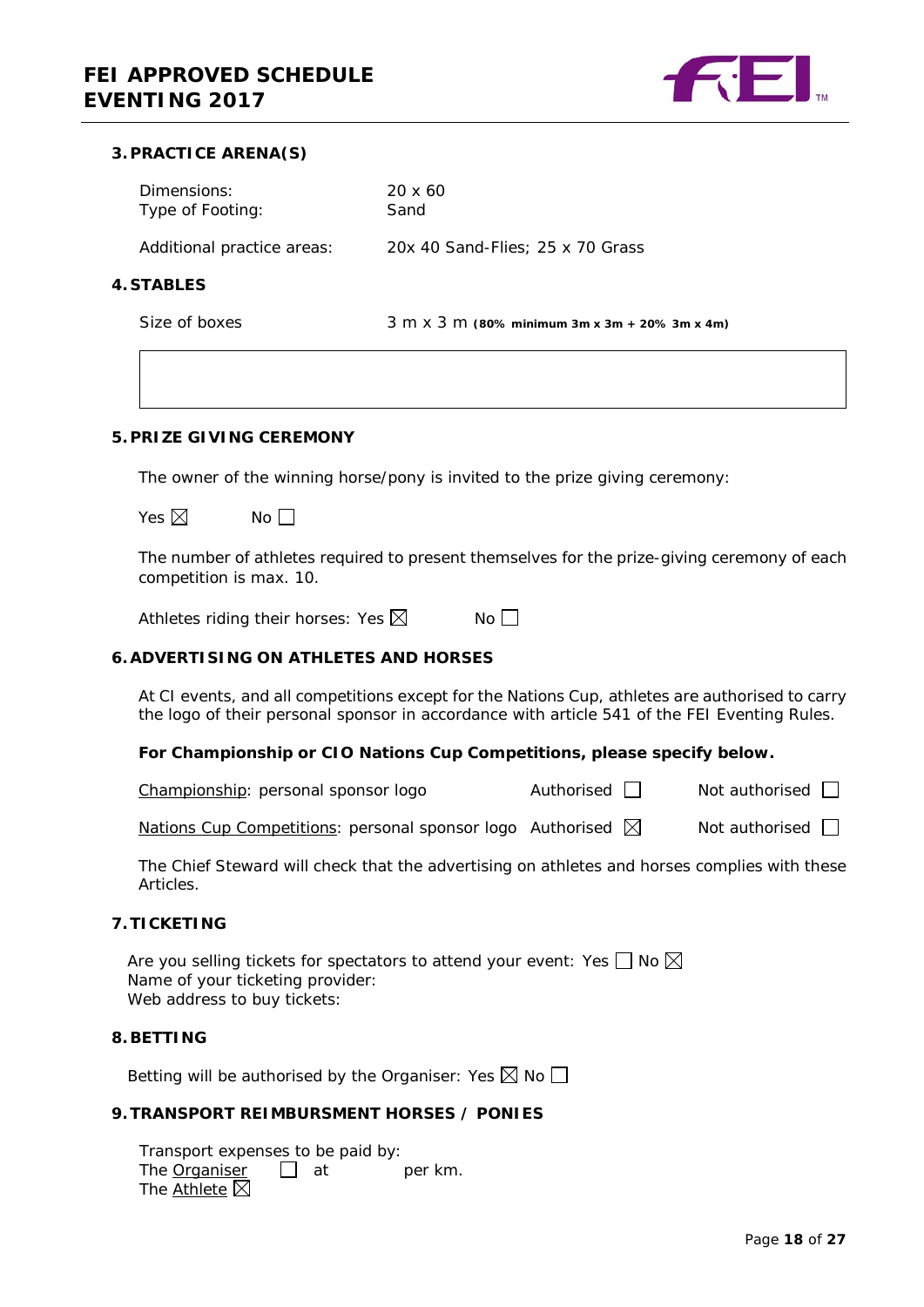### 3. PRACTICE ARENA(S)

| | |
|---|---|
| Dimensions: | 20 x 60 |
| Type of Footing: | Sand |
| Additional practice areas: | 20x 40 Sand-Flies; 25 x 70 Grass |

### 4. STABLES

Size of boxes 3 m x 3 m **(80% minimum 3m x 3m + 20% 3m x 4m)**

### 5. PRIZE GIVING CEREMONY

The owner of the winning horse/pony is invited to the prize giving ceremony:

Yes ☒ No ☐

The number of athletes required to present themselves for the prize-giving ceremony of each competition is max. 10.

Athletes riding their horses: Yes ☒ No ☐

### 6. ADVERTISING ON ATHLETES AND HORSES

At CI events, and all competitions except for the Nations Cup, athletes are authorised to carry the logo of their personal sponsor in accordance with article 541 of the FEI Eventing Rules.

**For Championship or CIO Nations Cup Competitions, please specify below.**

| | | |
|---|---|---|
| Championship: personal sponsor logo | Authorised ☐ | Not authorised ☐ |
| Nations Cup Competitions: personal sponsor logo | Authorised ☒ | Not authorised ☐ |

The Chief Steward will check that the advertising on athletes and horses complies with these Articles.

### 7. TICKETING

Are you selling tickets for spectators to attend your event: Yes ☐ No ☒
Name of your ticketing provider:
Web address to buy tickets:

### 8. BETTING

Betting will be authorised by the Organiser: Yes ☒ No ☐

### 9. TRANSPORT REIMBURSMENT HORSES / PONIES

Transport expenses to be paid by:
The Organiser ☐ at per km.
The Athlete ☒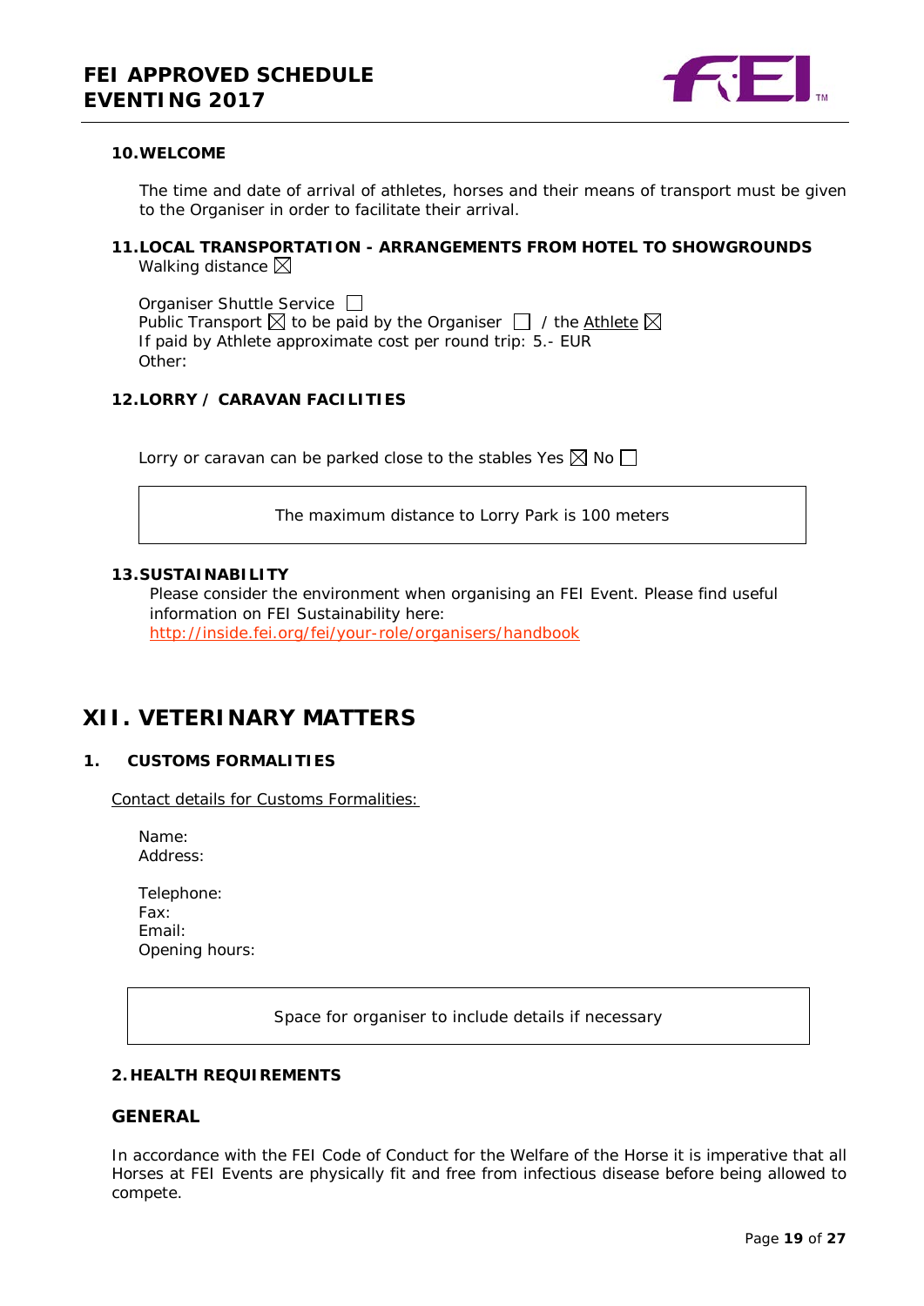### 10. WELCOME

The time and date of arrival of athletes, horses and their means of transport must be given to the Organiser in order to facilitate their arrival.

### 11. LOCAL TRANSPORTATION - ARRANGEMENTS FROM HOTEL TO SHOWGROUNDS

Walking distance ☒

Organiser Shuttle Service ☐
Public Transport ☒ to be paid by the Organiser ☐ / the Athlete ☒
If paid by Athlete approximate cost per round trip: 5.- EUR
Other:

### 12. LORRY / CARAVAN FACILITIES

Lorry or caravan can be parked close to the stables Yes ☒ No ☐

| The maximum distance to Lorry Park is 100 meters |
|---|

### 13. SUSTAINABILITY

Please consider the environment when organising an FEI Event. Please find useful information on FEI Sustainability here:
http://inside.fei.org/fei/your-role/organisers/handbook

# XII. VETERINARY MATTERS

### 1. CUSTOMS FORMALITIES

Contact details for Customs Formalities:

Name:
Address:

Telephone:
Fax:
Email:
Opening hours:

| Space for organiser to include details if necessary |
|---|

### 2. HEALTH REQUIREMENTS

### GENERAL

In accordance with the FEI Code of Conduct for the Welfare of the Horse it is imperative that all Horses at FEI Events are physically fit and free from infectious disease before being allowed to compete.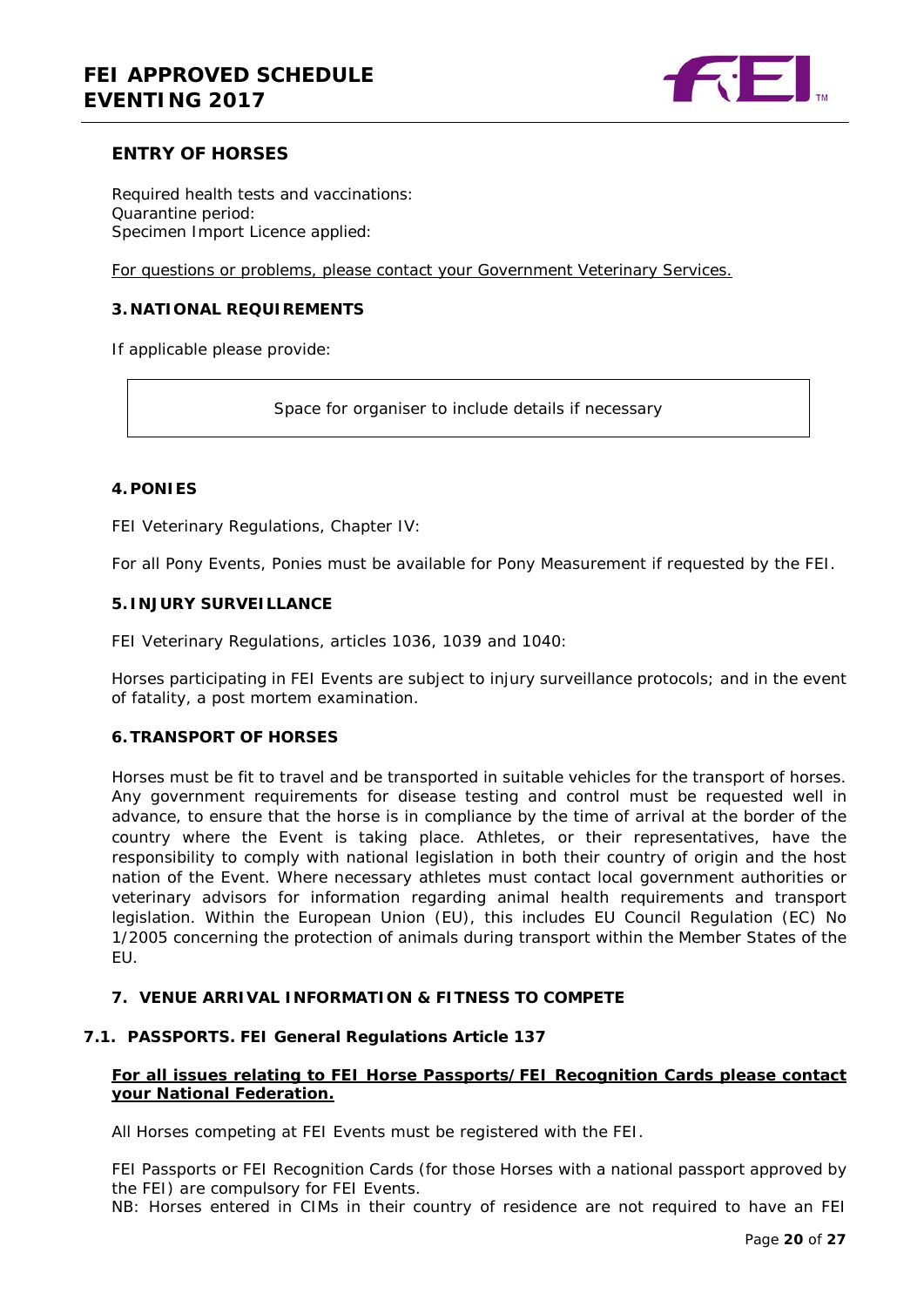## ENTRY OF HORSES

Required health tests and vaccinations:
Quarantine period:
Specimen Import Licence applied:

For questions or problems, please contact your Government Veterinary Services.

### 3. NATIONAL REQUIREMENTS

If applicable please provide:

| Space for organiser to include details if necessary |
| --- |

### 4. PONIES

FEI Veterinary Regulations, Chapter IV:

For all Pony Events, Ponies must be available for Pony Measurement if requested by the FEI.

### 5. INJURY SURVEILLANCE

FEI Veterinary Regulations, articles 1036, 1039 and 1040:

Horses participating in FEI Events are subject to injury surveillance protocols; and in the event of fatality, a post mortem examination.

### 6. TRANSPORT OF HORSES

Horses must be fit to travel and be transported in suitable vehicles for the transport of horses. Any government requirements for disease testing and control must be requested well in advance, to ensure that the horse is in compliance by the time of arrival at the border of the country where the Event is taking place. Athletes, or their representatives, have the responsibility to comply with national legislation in both their country of origin and the host nation of the Event. Where necessary athletes must contact local government authorities or veterinary advisors for information regarding animal health requirements and transport legislation. Within the European Union (EU), this includes EU Council Regulation (EC) No 1/2005 concerning the protection of animals during transport within the Member States of the EU.

### 7. VENUE ARRIVAL INFORMATION & FITNESS TO COMPETE

#### 7.1. PASSPORTS. FEI General Regulations Article 137

**For all issues relating to FEI Horse Passports/FEI Recognition Cards please contact your National Federation.**

All Horses competing at FEI Events must be registered with the FEI.

FEI Passports or FEI Recognition Cards (for those Horses with a national passport approved by the FEI) are compulsory for FEI Events.
NB: Horses entered in CIMs in their country of residence are not required to have an FEI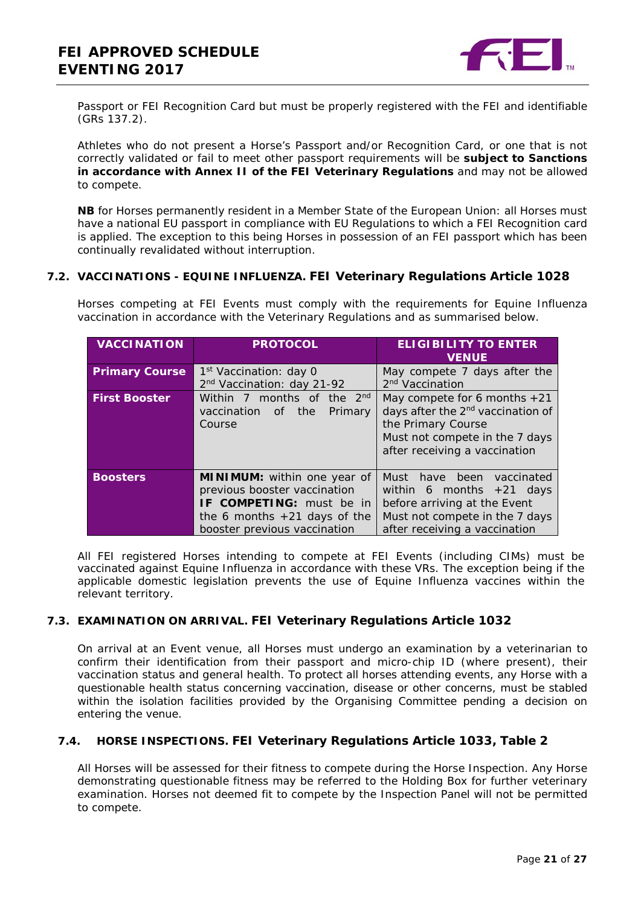Passport or FEI Recognition Card but must be properly registered with the FEI and identifiable (GRs 137.2).

Athletes who do not present a Horse's Passport and/or Recognition Card, or one that is not correctly validated or fail to meet other passport requirements will be **subject to Sanctions in accordance with Annex II of the FEI Veterinary Regulations** and may not be allowed to compete.

**NB** for Horses permanently resident in a Member State of the European Union: all Horses must have a national EU passport in compliance with EU Regulations to which a FEI Recognition card is applied. The exception to this being Horses in possession of an FEI passport which has been continually revalidated without interruption.

## 7.2. VACCINATIONS - EQUINE INFLUENZA. FEI Veterinary Regulations Article 1028

Horses competing at FEI Events must comply with the requirements for Equine Influenza vaccination in accordance with the Veterinary Regulations and as summarised below.

| VACCINATION | PROTOCOL | ELIGIBILITY TO ENTER VENUE |
|---|---|---|
| **Primary Course** | 1st Vaccination: day 0<br>2nd Vaccination: day 21-92 | May compete 7 days after the 2nd Vaccination |
| **First Booster** | Within 7 months of the 2nd vaccination of the Primary Course | May compete for 6 months +21 days after the 2nd vaccination of the Primary Course<br>Must not compete in the 7 days after receiving a vaccination |
| **Boosters** | **MINIMUM:** within one year of previous booster vaccination<br>**IF COMPETING:** must be in the 6 months +21 days of the booster previous vaccination | Must have been vaccinated within 6 months +21 days before arriving at the Event<br>Must not compete in the 7 days after receiving a vaccination |

All FEI registered Horses intending to compete at FEI Events (including CIMs) must be vaccinated against Equine Influenza in accordance with these VRs. The exception being if the applicable domestic legislation prevents the use of Equine Influenza vaccines within the relevant territory.

## 7.3. EXAMINATION ON ARRIVAL. FEI Veterinary Regulations Article 1032

On arrival at an Event venue, all Horses must undergo an examination by a veterinarian to confirm their identification from their passport and micro-chip ID (where present), their vaccination status and general health. To protect all horses attending events, any Horse with a questionable health status concerning vaccination, disease or other concerns, must be stabled within the isolation facilities provided by the Organising Committee pending a decision on entering the venue.

## 7.4. HORSE INSPECTIONS. FEI Veterinary Regulations Article 1033, Table 2

All Horses will be assessed for their fitness to compete during the Horse Inspection. Any Horse demonstrating questionable fitness may be referred to the Holding Box for further veterinary examination. Horses not deemed fit to compete by the Inspection Panel will not be permitted to compete.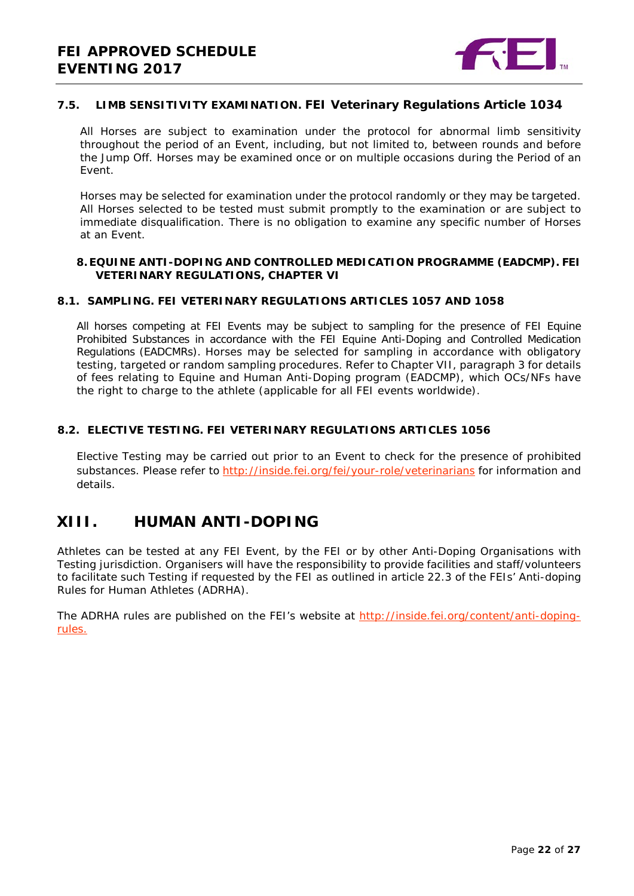### 7.5. LIMB SENSITIVITY EXAMINATION. FEI Veterinary Regulations Article 1034

All Horses are subject to examination under the protocol for abnormal limb sensitivity throughout the period of an Event, including, but not limited to, between rounds and before the Jump Off. Horses may be examined once or on multiple occasions during the Period of an Event.

Horses may be selected for examination under the protocol randomly or they may be targeted. All Horses selected to be tested must submit promptly to the examination or are subject to immediate disqualification. There is no obligation to examine any specific number of Horses at an Event.

### 8. EQUINE ANTI-DOPING AND CONTROLLED MEDICATION PROGRAMME (EADCMP). FEI VETERINARY REGULATIONS, CHAPTER VI

### 8.1. SAMPLING. FEI VETERINARY REGULATIONS ARTICLES 1057 AND 1058

All horses competing at FEI Events may be subject to sampling for the presence of FEI Equine Prohibited Substances in accordance with the FEI Equine Anti-Doping and Controlled Medication Regulations (EADCMRs). Horses may be selected for sampling in accordance with obligatory testing, targeted or random sampling procedures. Refer to Chapter VII, paragraph 3 for details of fees relating to Equine and Human Anti-Doping program (EADCMP), which OCs/NFs have the right to charge to the athlete (applicable for all FEI events worldwide).

### 8.2. ELECTIVE TESTING. FEI VETERINARY REGULATIONS ARTICLES 1056

Elective Testing may be carried out prior to an Event to check for the presence of prohibited substances. Please refer to http://inside.fei.org/fei/your-role/veterinarians for information and details.

## XIII. HUMAN ANTI-DOPING

Athletes can be tested at any FEI Event, by the FEI or by other Anti-Doping Organisations with Testing jurisdiction. Organisers will have the responsibility to provide facilities and staff/volunteers to facilitate such Testing if requested by the FEI as outlined in article 22.3 of the FEIs' Anti-doping Rules for Human Athletes (ADRHA).

The ADRHA rules are published on the FEI's website at http://inside.fei.org/content/anti-doping-rules.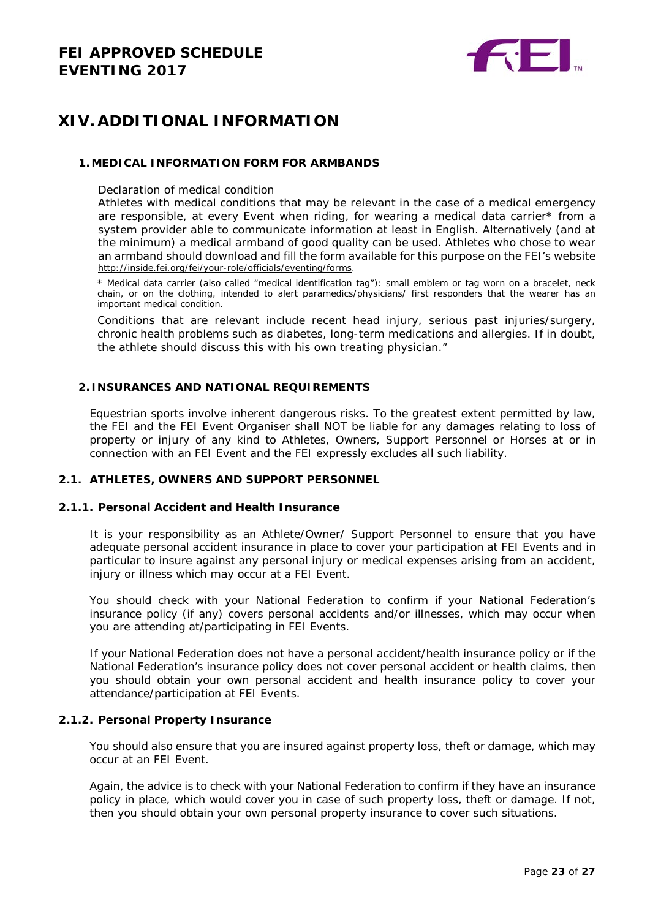# XIV. ADDITIONAL INFORMATION

## 1. MEDICAL INFORMATION FORM FOR ARMBANDS

Declaration of medical condition

Athletes with medical conditions that may be relevant in the case of a medical emergency are responsible, at every Event when riding, for wearing a medical data carrier* from a system provider able to communicate information at least in English. Alternatively (and at the minimum) a medical armband of good quality can be used. Athletes who chose to wear an armband should download and fill the form available for this purpose on the FEI's website http://inside.fei.org/fei/your-role/officials/eventing/forms.

* Medical data carrier (also called "medical identification tag"): small emblem or tag worn on a bracelet, neck chain, or on the clothing, intended to alert paramedics/physicians/ first responders that the wearer has an important medical condition.

Conditions that are relevant include recent head injury, serious past injuries/surgery, chronic health problems such as diabetes, long-term medications and allergies. If in doubt, the athlete should discuss this with his own treating physician."

## 2. INSURANCES AND NATIONAL REQUIREMENTS

Equestrian sports involve inherent dangerous risks. To the greatest extent permitted by law, the FEI and the FEI Event Organiser shall NOT be liable for any damages relating to loss of property or injury of any kind to Athletes, Owners, Support Personnel or Horses at or in connection with an FEI Event and the FEI expressly excludes all such liability.

### 2.1. ATHLETES, OWNERS AND SUPPORT PERSONNEL

#### 2.1.1. Personal Accident and Health Insurance

It is your responsibility as an Athlete/Owner/ Support Personnel to ensure that you have adequate personal accident insurance in place to cover your participation at FEI Events and in particular to insure against any personal injury or medical expenses arising from an accident, injury or illness which may occur at a FEI Event.

You should check with your National Federation to confirm if your National Federation's insurance policy (if any) covers personal accidents and/or illnesses, which may occur when you are attending at/participating in FEI Events.

If your National Federation does not have a personal accident/health insurance policy or if the National Federation's insurance policy does not cover personal accident or health claims, then you should obtain your own personal accident and health insurance policy to cover your attendance/participation at FEI Events.

#### 2.1.2. Personal Property Insurance

You should also ensure that you are insured against property loss, theft or damage, which may occur at an FEI Event.

Again, the advice is to check with your National Federation to confirm if they have an insurance policy in place, which would cover you in case of such property loss, theft or damage. If not, then you should obtain your own personal property insurance to cover such situations.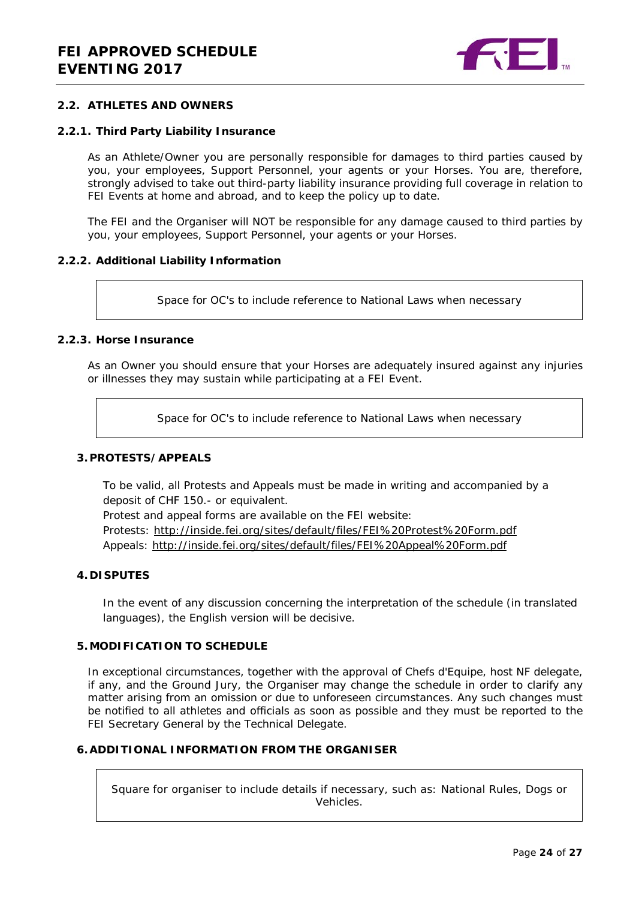## 2.2. ATHLETES AND OWNERS

### 2.2.1. Third Party Liability Insurance

As an Athlete/Owner you are personally responsible for damages to third parties caused by you, your employees, Support Personnel, your agents or your Horses. You are, therefore, strongly advised to take out third-party liability insurance providing full coverage in relation to FEI Events at home and abroad, and to keep the policy up to date.

The FEI and the Organiser will NOT be responsible for any damage caused to third parties by you, your employees, Support Personnel, your agents or your Horses.

### 2.2.2. Additional Liability Information

| Space for OC's to include reference to National Laws when necessary |
|---|

### 2.2.3. Horse Insurance

As an Owner you should ensure that your Horses are adequately insured against any injuries or illnesses they may sustain while participating at a FEI Event.

| Space for OC's to include reference to National Laws when necessary |
|---|

## 3. PROTESTS/APPEALS

To be valid, all Protests and Appeals must be made in writing and accompanied by a deposit of CHF 150.- or equivalent.
Protest and appeal forms are available on the FEI website:
Protests: http://inside.fei.org/sites/default/files/FEI%20Protest%20Form.pdf
Appeals: http://inside.fei.org/sites/default/files/FEI%20Appeal%20Form.pdf

## 4. DISPUTES

In the event of any discussion concerning the interpretation of the schedule (in translated languages), the English version will be decisive.

## 5. MODIFICATION TO SCHEDULE

In exceptional circumstances, together with the approval of Chefs d'Equipe, host NF delegate, if any, and the Ground Jury, the Organiser may change the schedule in order to clarify any matter arising from an omission or due to unforeseen circumstances. Any such changes must be notified to all athletes and officials as soon as possible and they must be reported to the FEI Secretary General by the Technical Delegate.

## 6. ADDITIONAL INFORMATION FROM THE ORGANISER

| Square for organiser to include details if necessary, such as: National Rules, Dogs or Vehicles. |
|---|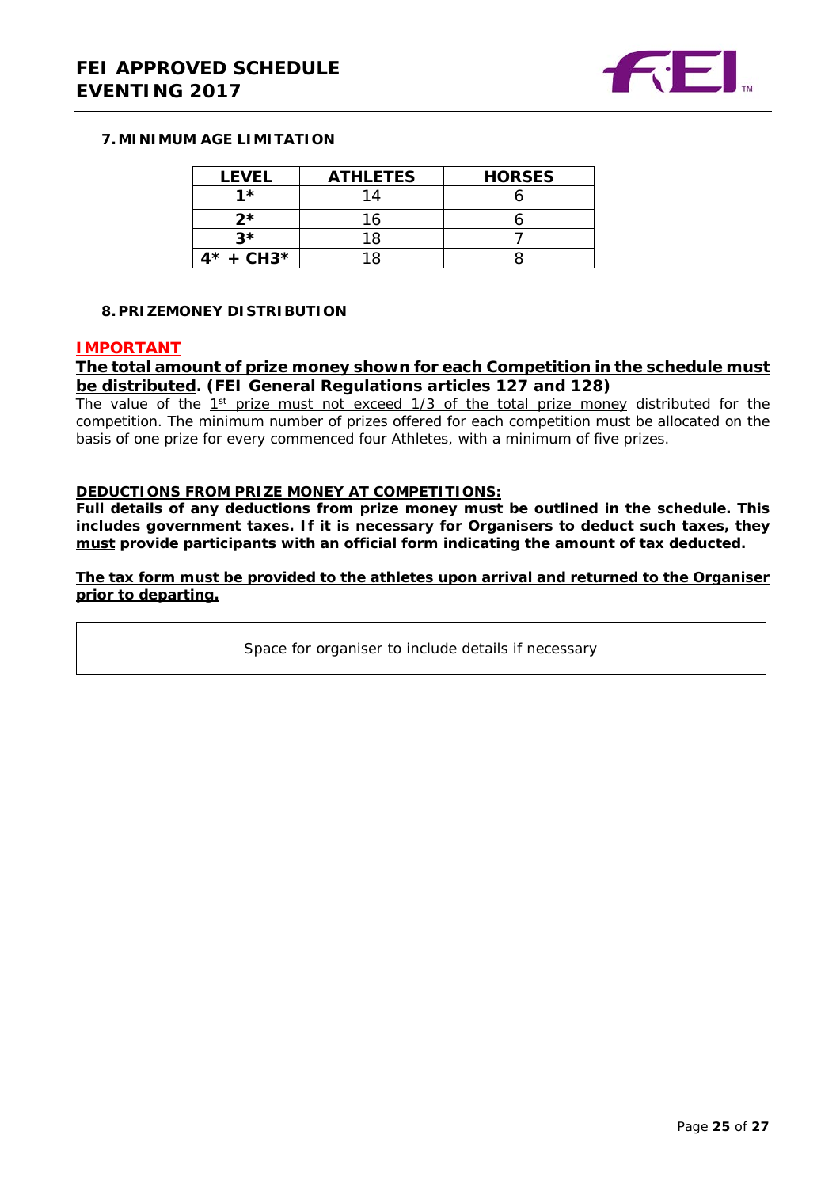## 7. MINIMUM AGE LIMITATION

| LEVEL | ATHLETES | HORSES |
|---|---|---|
| 1* | 14 | 6 |
| 2* | 16 | 6 |
| 3* | 18 | 7 |
| 4* + CH3* | 18 | 8 |

## 8. PRIZEMONEY DISTRIBUTION

**IMPORTANT**

**The total amount of prize money shown for each Competition in the schedule must be distributed. (FEI General Regulations articles 127 and 128)**

The value of the 1st prize must not exceed 1/3 of the total prize money distributed for the competition. The minimum number of prizes offered for each competition must be allocated on the basis of one prize for every commenced four Athletes, with a minimum of five prizes.

**DEDUCTIONS FROM PRIZE MONEY AT COMPETITIONS:**

**Full details of any deductions from prize money must be outlined in the schedule. This includes government taxes. If it is necessary for Organisers to deduct such taxes, they must provide participants with an official form indicating the amount of tax deducted.**

**The tax form must be provided to the athletes upon arrival and returned to the Organiser prior to departing.**

Space for organiser to include details if necessary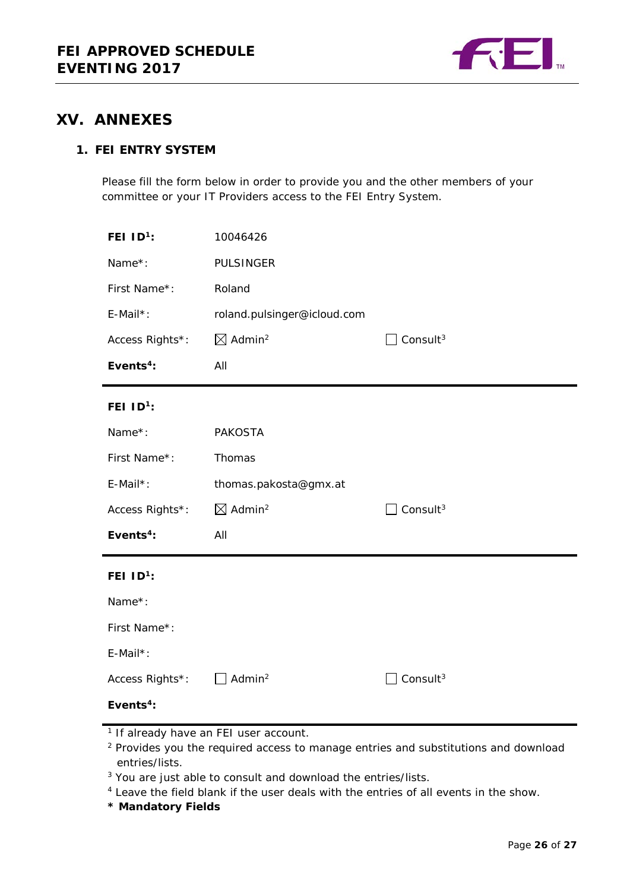# XV. ANNEXES

## 1. FEI ENTRY SYSTEM

Please fill the form below in order to provide you and the other members of your committee or your IT Providers access to the FEI Entry System.

| | | |
|---|---|---|
| **FEI ID[1]:** | 10046426 | |
| Name*: | PULSINGER | |
| First Name*: | Roland | |
| E-Mail*: | roland.pulsinger@icloud.com | |
| Access Rights*: | ☒ Admin[2] | ☐ Consult[3] |
| **Events[4]:** | All | |

| | | |
|---|---|---|
| **FEI ID[1]:** | | |
| Name*: | PAKOSTA | |
| First Name*: | Thomas | |
| E-Mail*: | thomas.pakosta@gmx.at | |
| Access Rights*: | ☒ Admin[2] | ☐ Consult[3] |
| **Events[4]:** | All | |

| | | |
|---|---|---|
| **FEI ID[1]:** | | |
| Name*: | | |
| First Name*: | | |
| E-Mail*: | | |
| Access Rights*: | ☐ Admin[2] | ☐ Consult[3] |
| **Events[4]:** | | |

[1] If already have an FEI user account.
[2] Provides you the required access to manage entries and substitutions and download entries/lists.
[3] You are just able to consult and download the entries/lists.
[4] Leave the field blank if the user deals with the entries of all events in the show.
**\* Mandatory Fields**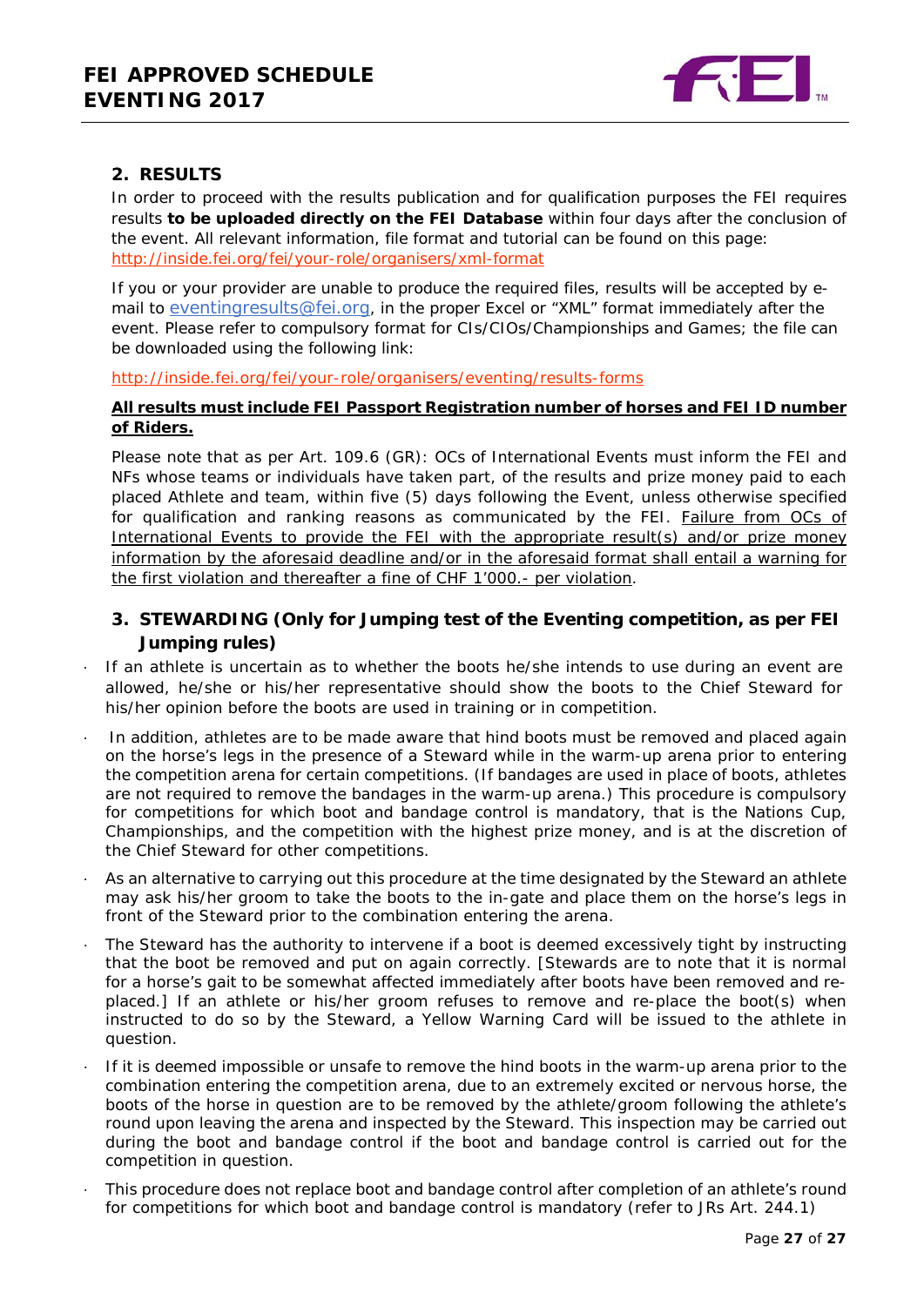## 2. RESULTS

In order to proceed with the results publication and for qualification purposes the FEI requires results **to be uploaded directly on the FEI Database** within four days after the conclusion of the event. All relevant information, file format and tutorial can be found on this page: http://inside.fei.org/fei/your-role/organisers/xml-format

If you or your provider are unable to produce the required files, results will be accepted by e-mail to eventingresults@fei.org, in the proper Excel or "XML" format immediately after the event. Please refer to compulsory format for CIs/CIOs/Championships and Games; the file can be downloaded using the following link:

http://inside.fei.org/fei/your-role/organisers/eventing/results-forms

**All results must include FEI Passport Registration number of horses and FEI ID number of Riders.**

Please note that as per Art. 109.6 (GR): OCs of International Events must inform the FEI and NFs whose teams or individuals have taken part, of the results and prize money paid to each placed Athlete and team, within five (5) days following the Event, unless otherwise specified for qualification and ranking reasons as communicated by the FEI. Failure from OCs of International Events to provide the FEI with the appropriate result(s) and/or prize money information by the aforesaid deadline and/or in the aforesaid format shall entail a warning for the first violation and thereafter a fine of CHF 1'000.- per violation.

## 3. STEWARDING (Only for Jumping test of the Eventing competition, as per FEI Jumping rules)

- If an athlete is uncertain as to whether the boots he/she intends to use during an event are allowed, he/she or his/her representative should show the boots to the Chief Steward for his/her opinion before the boots are used in training or in competition.
- In addition, athletes are to be made aware that hind boots must be removed and placed again on the horse's legs in the presence of a Steward while in the warm-up arena prior to entering the competition arena for certain competitions. (If bandages are used in place of boots, athletes are not required to remove the bandages in the warm-up arena.) This procedure is compulsory for competitions for which boot and bandage control is mandatory, that is the Nations Cup, Championships, and the competition with the highest prize money, and is at the discretion of the Chief Steward for other competitions.
- As an alternative to carrying out this procedure at the time designated by the Steward an athlete may ask his/her groom to take the boots to the in-gate and place them on the horse's legs in front of the Steward prior to the combination entering the arena.
- The Steward has the authority to intervene if a boot is deemed excessively tight by instructing that the boot be removed and put on again correctly. [Stewards are to note that it is normal for a horse's gait to be somewhat affected immediately after boots have been removed and re-placed.] If an athlete or his/her groom refuses to remove and re-place the boot(s) when instructed to do so by the Steward, a Yellow Warning Card will be issued to the athlete in question.
- If it is deemed impossible or unsafe to remove the hind boots in the warm-up arena prior to the combination entering the competition arena, due to an extremely excited or nervous horse, the boots of the horse in question are to be removed by the athlete/groom following the athlete's round upon leaving the arena and inspected by the Steward. This inspection may be carried out during the boot and bandage control if the boot and bandage control is carried out for the competition in question.
- This procedure does not replace boot and bandage control after completion of an athlete's round for competitions for which boot and bandage control is mandatory (refer to JRs Art. 244.1)